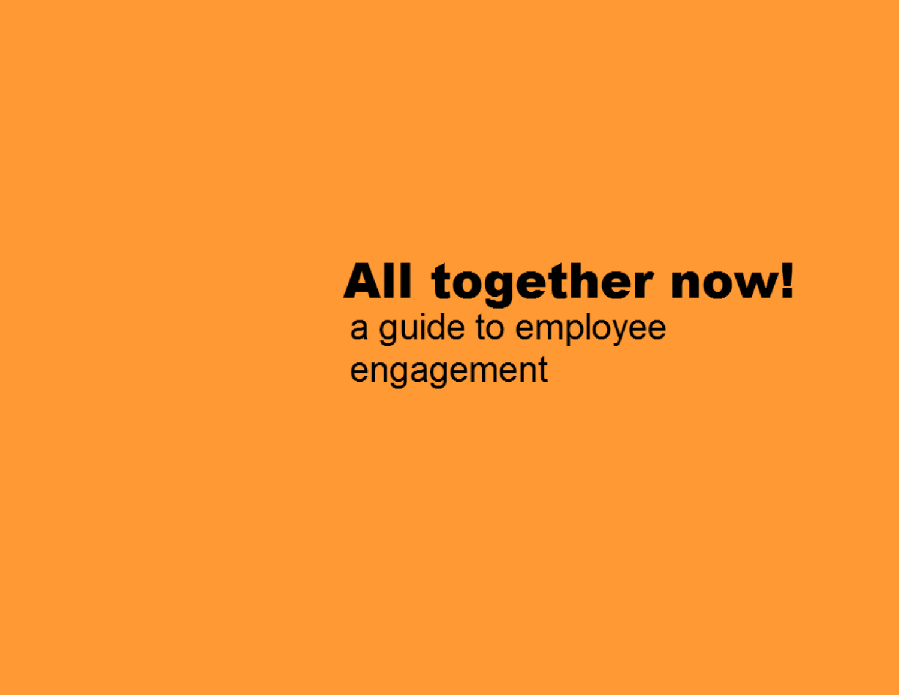# All together now!

a guide to employee engagement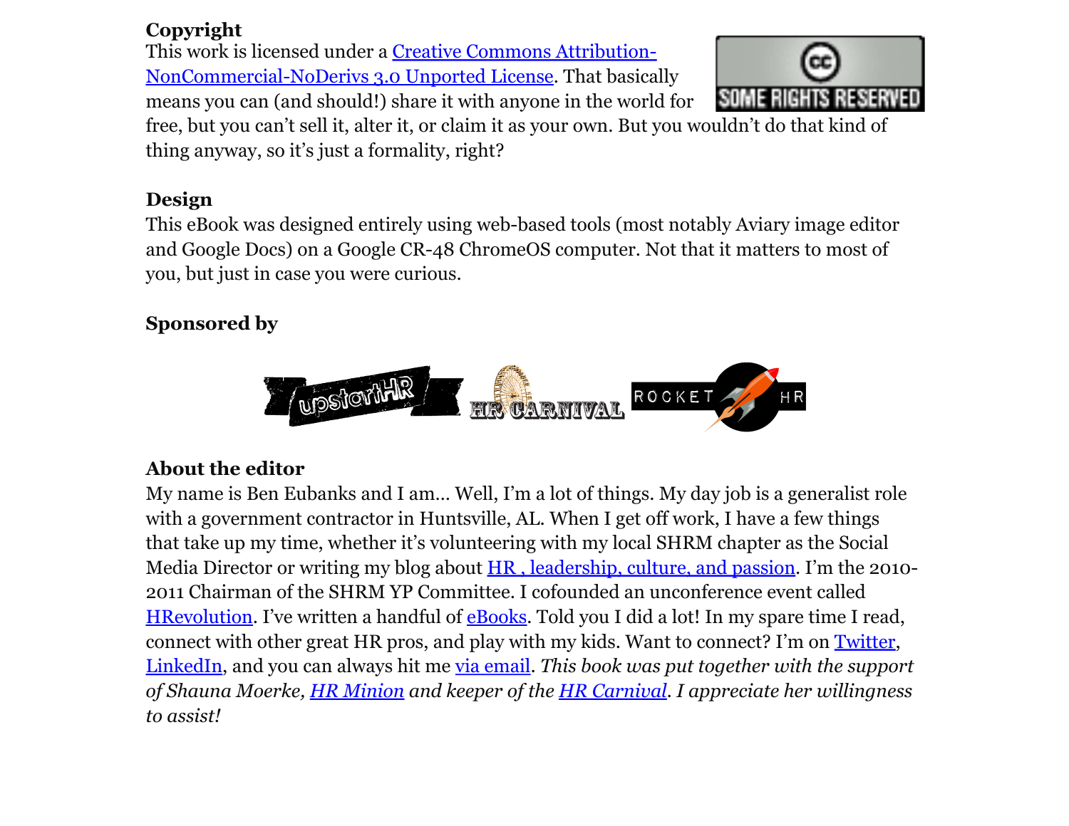## Copyright

This work is licensed under a Creative Commons Attribution-NonCommercial-NoDerivs 3.0 Unported License. That basically means you can (and should!) share it with anyone in the world for free, but you can't sell it, alter it, or claim it as your own. But you wouldn't do that kind of thing anyway, so it's just a formality, right?

## Design

This eBook was designed entirely using web-based tools (most notably Aviary image editor and Google Docs) on a Google CR-48 ChromeOS computer. Not that it matters to most of you, but just in case you were curious.

## Sponsored by

## About the editor

My name is Ben Eubanks and I am... Well, I'm a lot of things. My day job is a generalist role with a government contractor in Huntsville, AL. When I get off work, I have a few things that take up my time, whether it's volunteering with my local SHRM chapter as the Social Media Director or writing my blog about HR , leadership, culture, and passion. I'm the 2010-2011 Chairman of the SHRM YP Committee. I cofounded an unconference event called HRevolution. I've written a handful of eBooks. Told you I did a lot! In my spare time I read, connect with other great HR pros, and play with my kids. Want to connect? I'm on Twitter, LinkedIn, and you can always hit me via email. *This book was put together with the support of Shauna Moerke, HR Minion and keeper of the HR Carnival. I appreciate her willingness to assist!*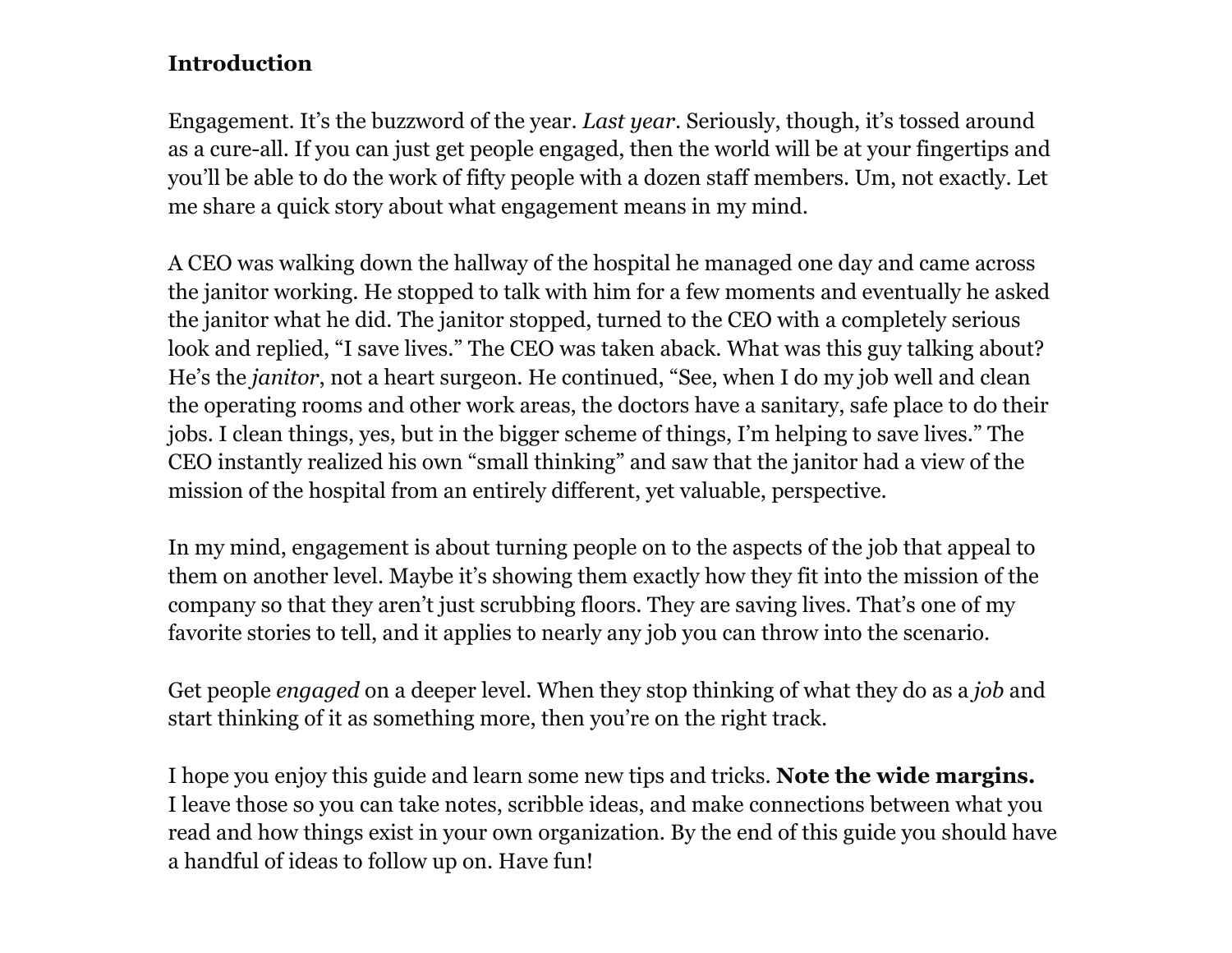## Introduction

Engagement. It’s the buzzword of the year. *Last year*. Seriously, though, it’s tossed around as a cure-all. If you can just get people engaged, then the world will be at your fingertips and you’ll be able to do the work of fifty people with a dozen staff members. Um, not exactly. Let me share a quick story about what engagement means in my mind.

A CEO was walking down the hallway of the hospital he managed one day and came across the janitor working. He stopped to talk with him for a few moments and eventually he asked the janitor what he did. The janitor stopped, turned to the CEO with a completely serious look and replied, “I save lives.” The CEO was taken aback. What was this guy talking about? He’s the *janitor*, not a heart surgeon. He continued, “See, when I do my job well and clean the operating rooms and other work areas, the doctors have a sanitary, safe place to do their jobs. I clean things, yes, but in the bigger scheme of things, I’m helping to save lives.” The CEO instantly realized his own “small thinking” and saw that the janitor had a view of the mission of the hospital from an entirely different, yet valuable, perspective.

In my mind, engagement is about turning people on to the aspects of the job that appeal to them on another level. Maybe it’s showing them exactly how they fit into the mission of the company so that they aren’t just scrubbing floors. They are saving lives. That’s one of my favorite stories to tell, and it applies to nearly any job you can throw into the scenario.

Get people *engaged* on a deeper level. When they stop thinking of what they do as a *job* and start thinking of it as something more, then you’re on the right track.

I hope you enjoy this guide and learn some new tips and tricks. **Note the wide margins.** I leave those so you can take notes, scribble ideas, and make connections between what you read and how things exist in your own organization. By the end of this guide you should have a handful of ideas to follow up on. Have fun!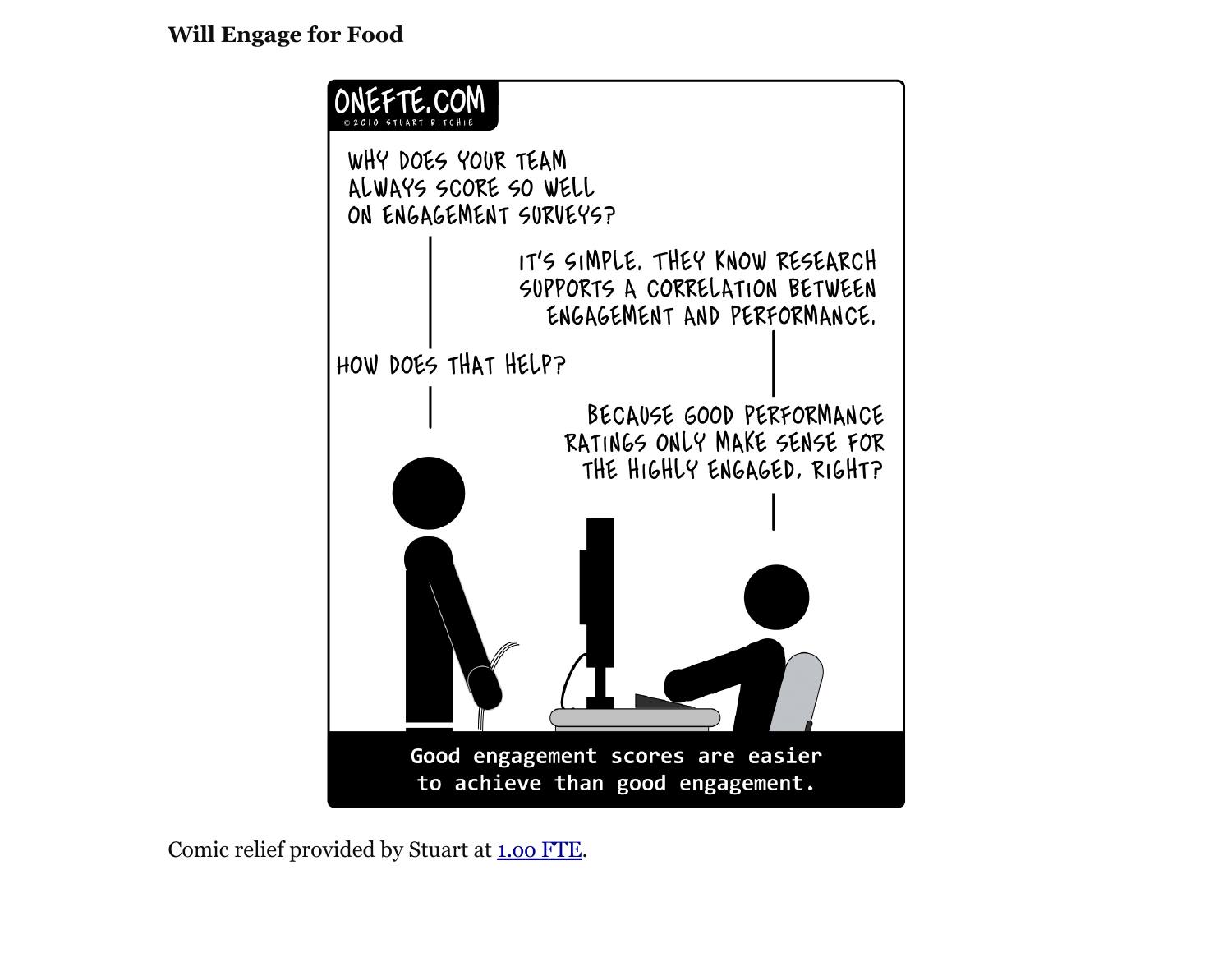**Will Engage for Food**

ONEFTE.COM
©2010 STUART RITCHIE

WHY DOES YOUR TEAM ALWAYS SCORE SO WELL ON ENGAGEMENT SURVEYS?

IT'S SIMPLE. THEY KNOW RESEARCH SUPPORTS A CORRELATION BETWEEN ENGAGEMENT AND PERFORMANCE.

HOW DOES THAT HELP?

BECAUSE GOOD PERFORMANCE RATINGS ONLY MAKE SENSE FOR THE HIGHLY ENGAGED, RIGHT?

Good engagement scores are easier to achieve than good engagement.

Comic relief provided by Stuart at [1.00 FTE](1.00 FTE).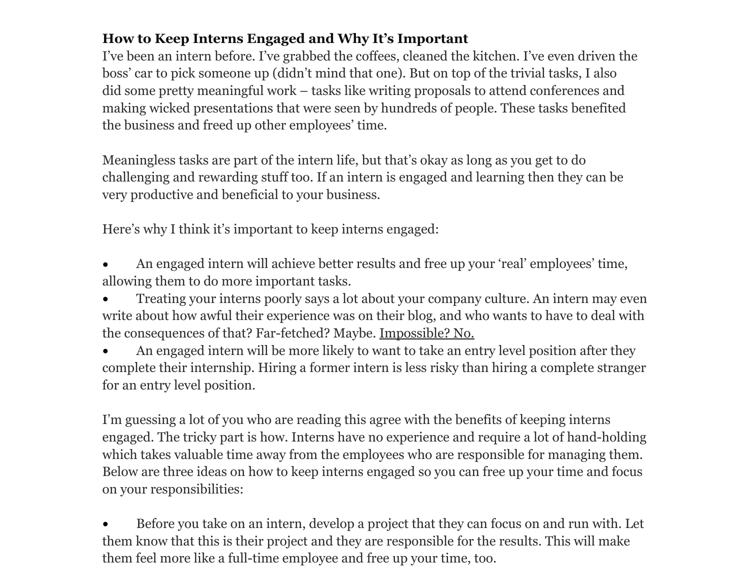**How to Keep Interns Engaged and Why It's Important**

I've been an intern before. I've grabbed the coffees, cleaned the kitchen. I've even driven the boss' car to pick someone up (didn't mind that one). But on top of the trivial tasks, I also did some pretty meaningful work – tasks like writing proposals to attend conferences and making wicked presentations that were seen by hundreds of people. These tasks benefited the business and freed up other employees' time.

Meaningless tasks are part of the intern life, but that's okay as long as you get to do challenging and rewarding stuff too. If an intern is engaged and learning then they can be very productive and beneficial to your business.

Here's why I think it's important to keep interns engaged:

- An engaged intern will achieve better results and free up your 'real' employees' time, allowing them to do more important tasks.
- Treating your interns poorly says a lot about your company culture. An intern may even write about how awful their experience was on their blog, and who wants to have to deal with the consequences of that? Far-fetched? Maybe. Impossible? No.
- An engaged intern will be more likely to want to take an entry level position after they complete their internship. Hiring a former intern is less risky than hiring a complete stranger for an entry level position.

I'm guessing a lot of you who are reading this agree with the benefits of keeping interns engaged. The tricky part is how. Interns have no experience and require a lot of hand-holding which takes valuable time away from the employees who are responsible for managing them. Below are three ideas on how to keep interns engaged so you can free up your time and focus on your responsibilities:

- Before you take on an intern, develop a project that they can focus on and run with. Let them know that this is their project and they are responsible for the results. This will make them feel more like a full-time employee and free up your time, too.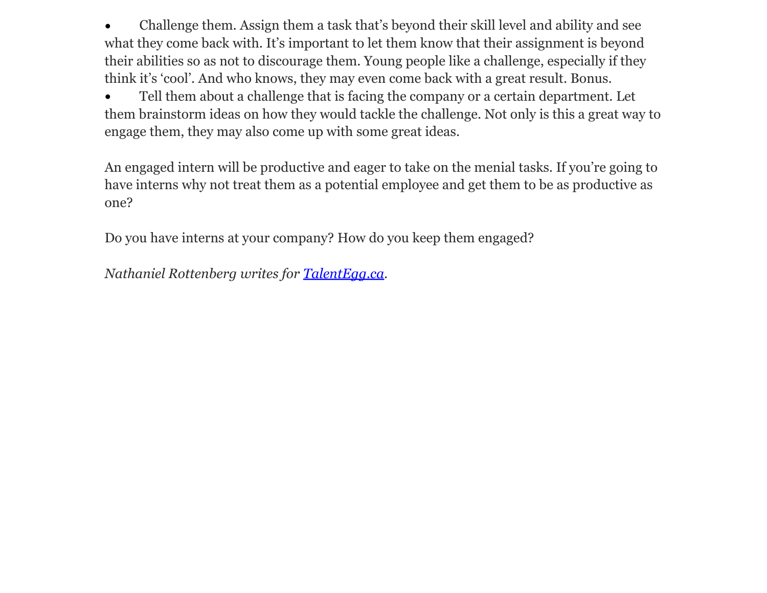- Challenge them. Assign them a task that's beyond their skill level and ability and see what they come back with. It's important to let them know that their assignment is beyond their abilities so as not to discourage them. Young people like a challenge, especially if they think it's 'cool'. And who knows, they may even come back with a great result. Bonus.
- Tell them about a challenge that is facing the company or a certain department. Let them brainstorm ideas on how they would tackle the challenge. Not only is this a great way to engage them, they may also come up with some great ideas.

An engaged intern will be productive and eager to take on the menial tasks. If you're going to have interns why not treat them as a potential employee and get them to be as productive as one?

Do you have interns at your company? How do you keep them engaged?

*Nathaniel Rottenberg writes for [TalentEgg.ca](TalentEgg.ca).*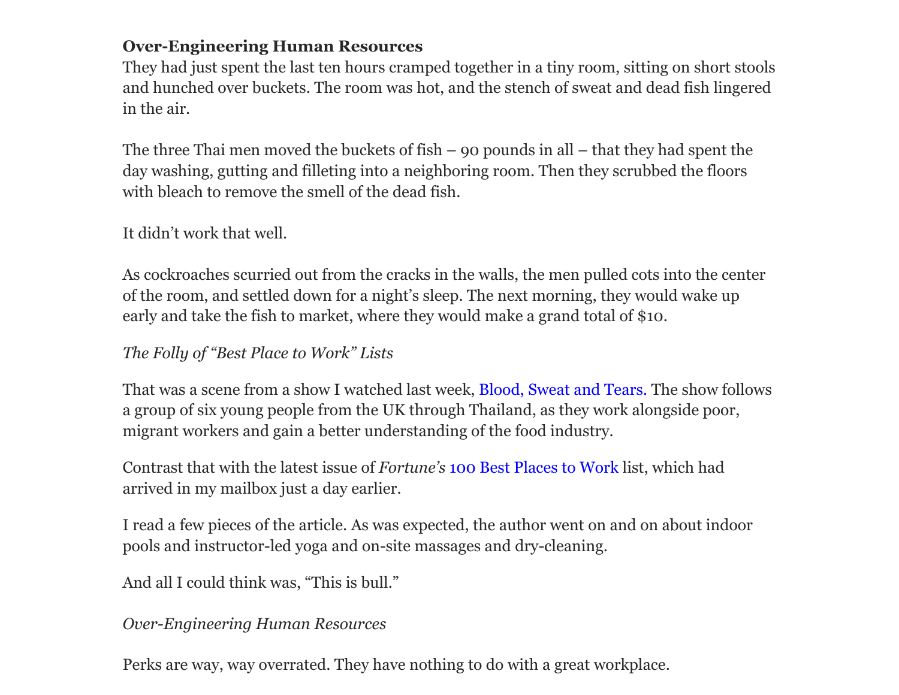**Over-Engineering Human Resources**

They had just spent the last ten hours cramped together in a tiny room, sitting on short stools and hunched over buckets. The room was hot, and the stench of sweat and dead fish lingered in the air.

The three Thai men moved the buckets of fish – 90 pounds in all – that they had spent the day washing, gutting and filleting into a neighboring room. Then they scrubbed the floors with bleach to remove the smell of the dead fish.

It didn't work that well.

As cockroaches scurried out from the cracks in the walls, the men pulled cots into the center of the room, and settled down for a night's sleep. The next morning, they would wake up early and take the fish to market, where they would make a grand total of $10.

*The Folly of "Best Place to Work" Lists*

That was a scene from a show I watched last week, Blood, Sweat and Tears. The show follows a group of six young people from the UK through Thailand, as they work alongside poor, migrant workers and gain a better understanding of the food industry.

Contrast that with the latest issue of *Fortune's* 100 Best Places to Work list, which had arrived in my mailbox just a day earlier.

I read a few pieces of the article. As was expected, the author went on and on about indoor pools and instructor-led yoga and on-site massages and dry-cleaning.

And all I could think was, "This is bull."

*Over-Engineering Human Resources*

Perks are way, way overrated. They have nothing to do with a great workplace.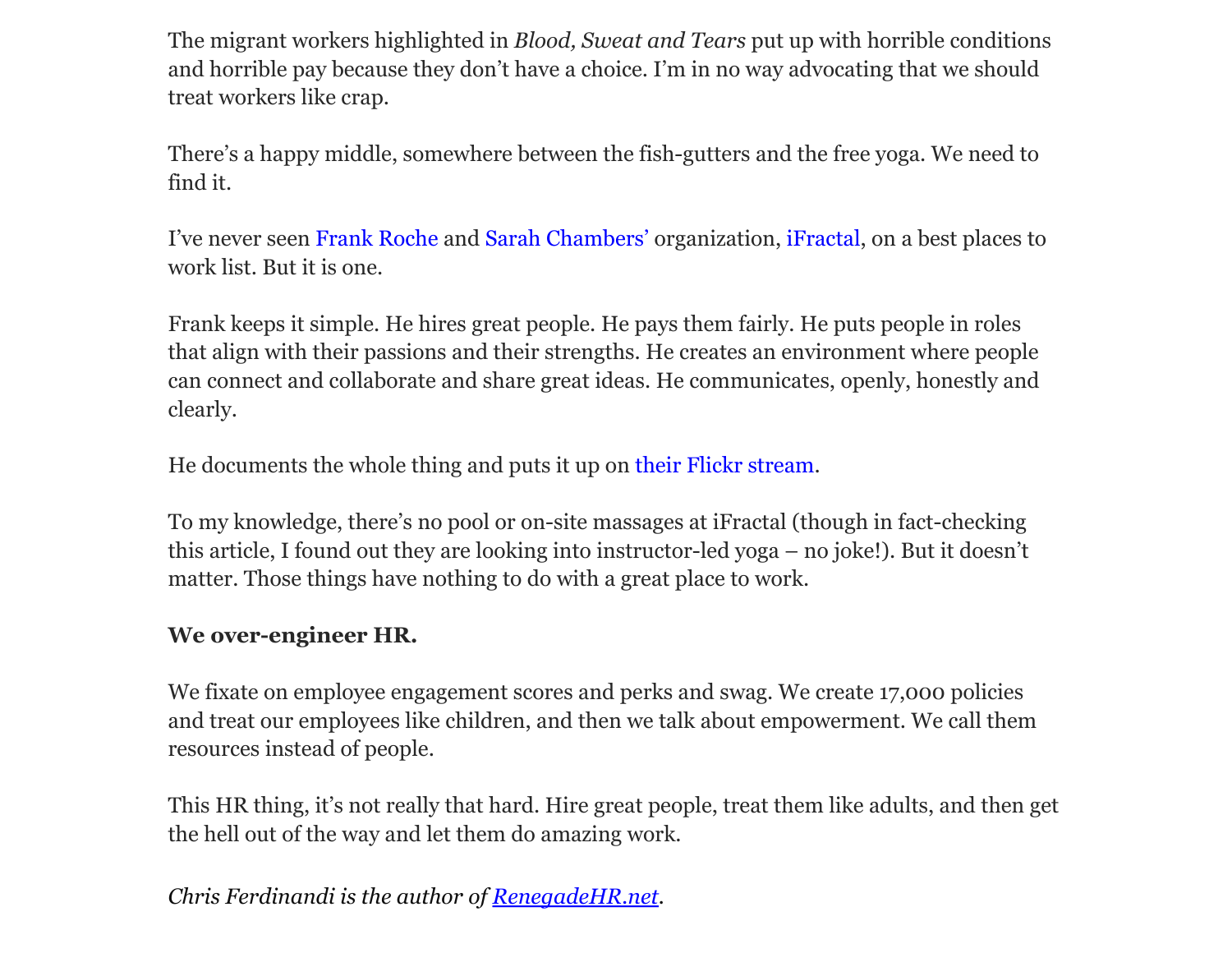The migrant workers highlighted in *Blood, Sweat and Tears* put up with horrible conditions and horrible pay because they don't have a choice. I'm in no way advocating that we should treat workers like crap.

There's a happy middle, somewhere between the fish-gutters and the free yoga. We need to find it.

I've never seen Frank Roche and Sarah Chambers' organization, iFractal, on a best places to work list. But it is one.

Frank keeps it simple. He hires great people. He pays them fairly. He puts people in roles that align with their passions and their strengths. He creates an environment where people can connect and collaborate and share great ideas. He communicates, openly, honestly and clearly.

He documents the whole thing and puts it up on their Flickr stream.

To my knowledge, there's no pool or on-site massages at iFractal (though in fact-checking this article, I found out they are looking into instructor-led yoga – no joke!). But it doesn't matter. Those things have nothing to do with a great place to work.

**We over-engineer HR.**

We fixate on employee engagement scores and perks and swag. We create 17,000 policies and treat our employees like children, and then we talk about empowerment. We call them resources instead of people.

This HR thing, it's not really that hard. Hire great people, treat them like adults, and then get the hell out of the way and let them do amazing work.

*Chris Ferdinandi is the author of RenegadeHR.net.*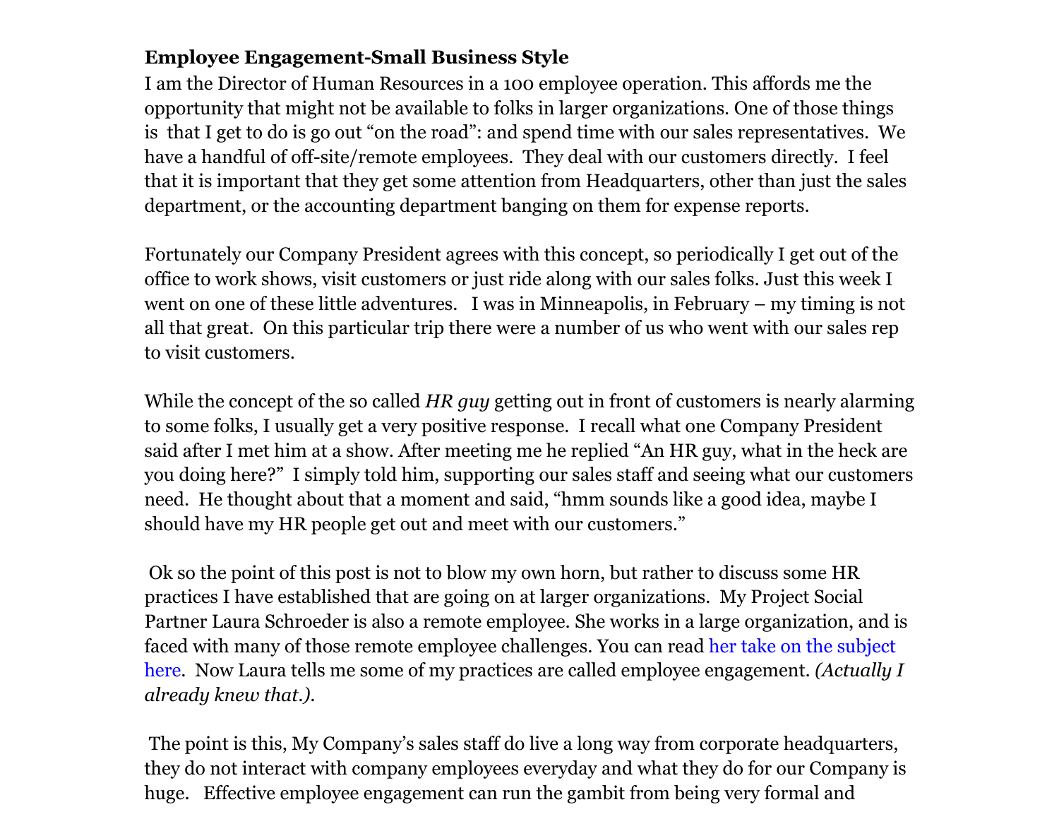**Employee Engagement-Small Business Style**

I am the Director of Human Resources in a 100 employee operation. This affords me the opportunity that might not be available to folks in larger organizations. One of those things is that I get to do is go out "on the road": and spend time with our sales representatives. We have a handful of off-site/remote employees. They deal with our customers directly. I feel that it is important that they get some attention from Headquarters, other than just the sales department, or the accounting department banging on them for expense reports.

Fortunately our Company President agrees with this concept, so periodically I get out of the office to work shows, visit customers or just ride along with our sales folks. Just this week I went on one of these little adventures. I was in Minneapolis, in February – my timing is not all that great. On this particular trip there were a number of us who went with our sales rep to visit customers.

While the concept of the so called *HR guy* getting out in front of customers is nearly alarming to some folks, I usually get a very positive response. I recall what one Company President said after I met him at a show. After meeting me he replied "An HR guy, what in the heck are you doing here?" I simply told him, supporting our sales staff and seeing what our customers need. He thought about that a moment and said, "hmm sounds like a good idea, maybe I should have my HR people get out and meet with our customers."

Ok so the point of this post is not to blow my own horn, but rather to discuss some HR practices I have established that are going on at larger organizations. My Project Social Partner Laura Schroeder is also a remote employee. She works in a large organization, and is faced with many of those remote employee challenges. You can read her take on the subject here. Now Laura tells me some of my practices are called employee engagement. *(Actually I already knew that.).*

The point is this, My Company's sales staff do live a long way from corporate headquarters, they do not interact with company employees everyday and what they do for our Company is huge. Effective employee engagement can run the gambit from being very formal and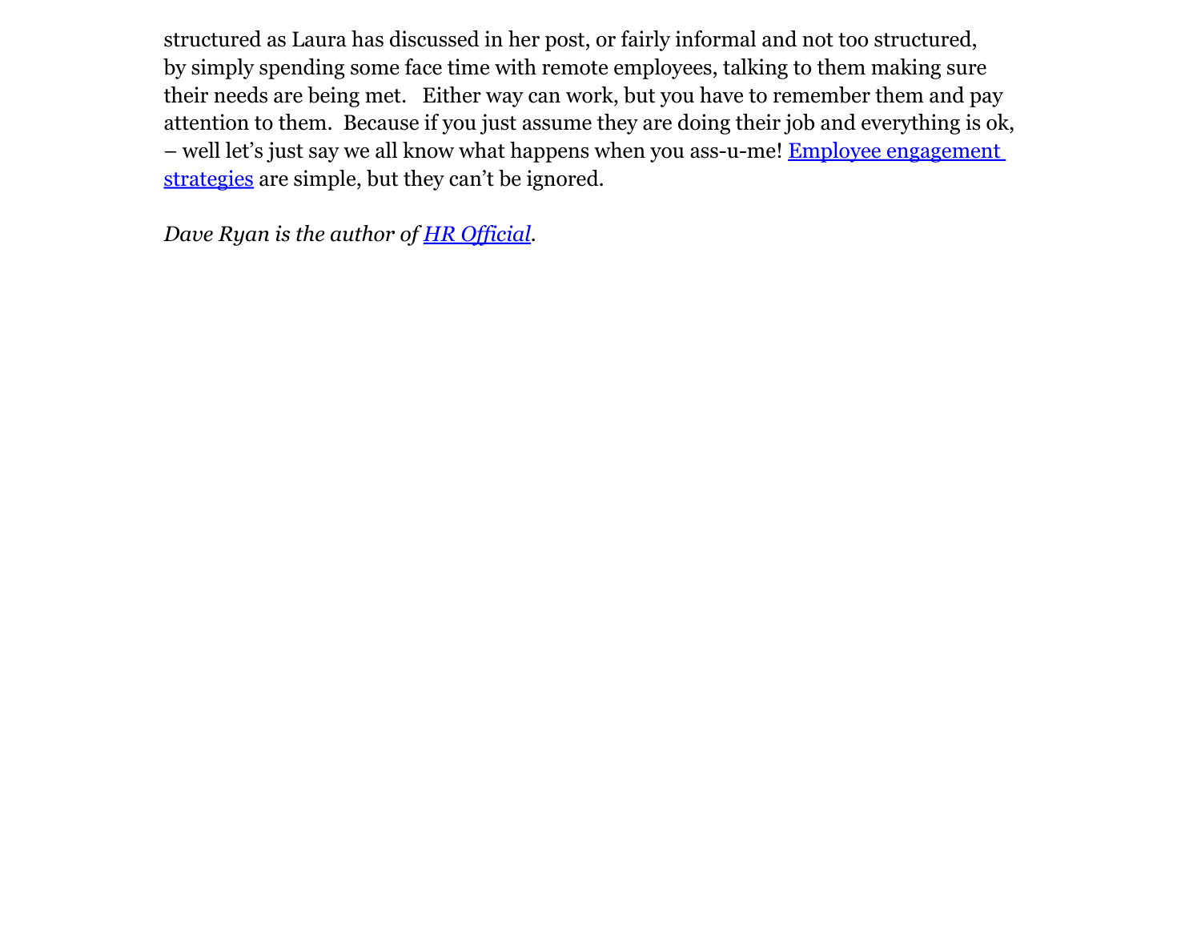structured as Laura has discussed in her post, or fairly informal and not too structured, by simply spending some face time with remote employees, talking to them making sure their needs are being met.   Either way can work, but you have to remember them and pay attention to them.  Because if you just assume they are doing their job and everything is ok, – well let's just say we all know what happens when you ass-u-me! Employee engagement strategies are simple, but they can't be ignored.

*Dave Ryan is the author of HR Official.*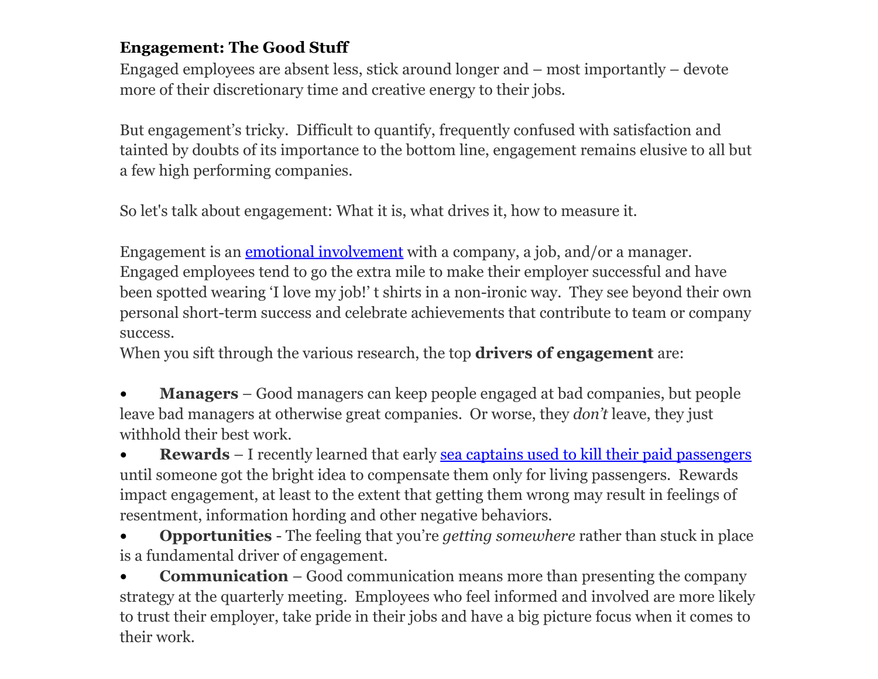**Engagement: The Good Stuff**

Engaged employees are absent less, stick around longer and – most importantly – devote more of their discretionary time and creative energy to their jobs.

But engagement's tricky. Difficult to quantify, frequently confused with satisfaction and tainted by doubts of its importance to the bottom line, engagement remains elusive to all but a few high performing companies.

So let's talk about engagement: What it is, what drives it, how to measure it.

Engagement is an emotional involvement with a company, a job, and/or a manager. Engaged employees tend to go the extra mile to make their employer successful and have been spotted wearing 'I love my job!' t shirts in a non-ironic way. They see beyond their own personal short-term success and celebrate achievements that contribute to team or company success.

When you sift through the various research, the top **drivers of engagement** are:

- **Managers** – Good managers can keep people engaged at bad companies, but people leave bad managers at otherwise great companies. Or worse, they *don't* leave, they just withhold their best work.
- **Rewards** – I recently learned that early sea captains used to kill their paid passengers until someone got the bright idea to compensate them only for living passengers. Rewards impact engagement, at least to the extent that getting them wrong may result in feelings of resentment, information hording and other negative behaviors.
- **Opportunities** - The feeling that you're *getting somewhere* rather than stuck in place is a fundamental driver of engagement.
- **Communication** – Good communication means more than presenting the company strategy at the quarterly meeting. Employees who feel informed and involved are more likely to trust their employer, take pride in their jobs and have a big picture focus when it comes to their work.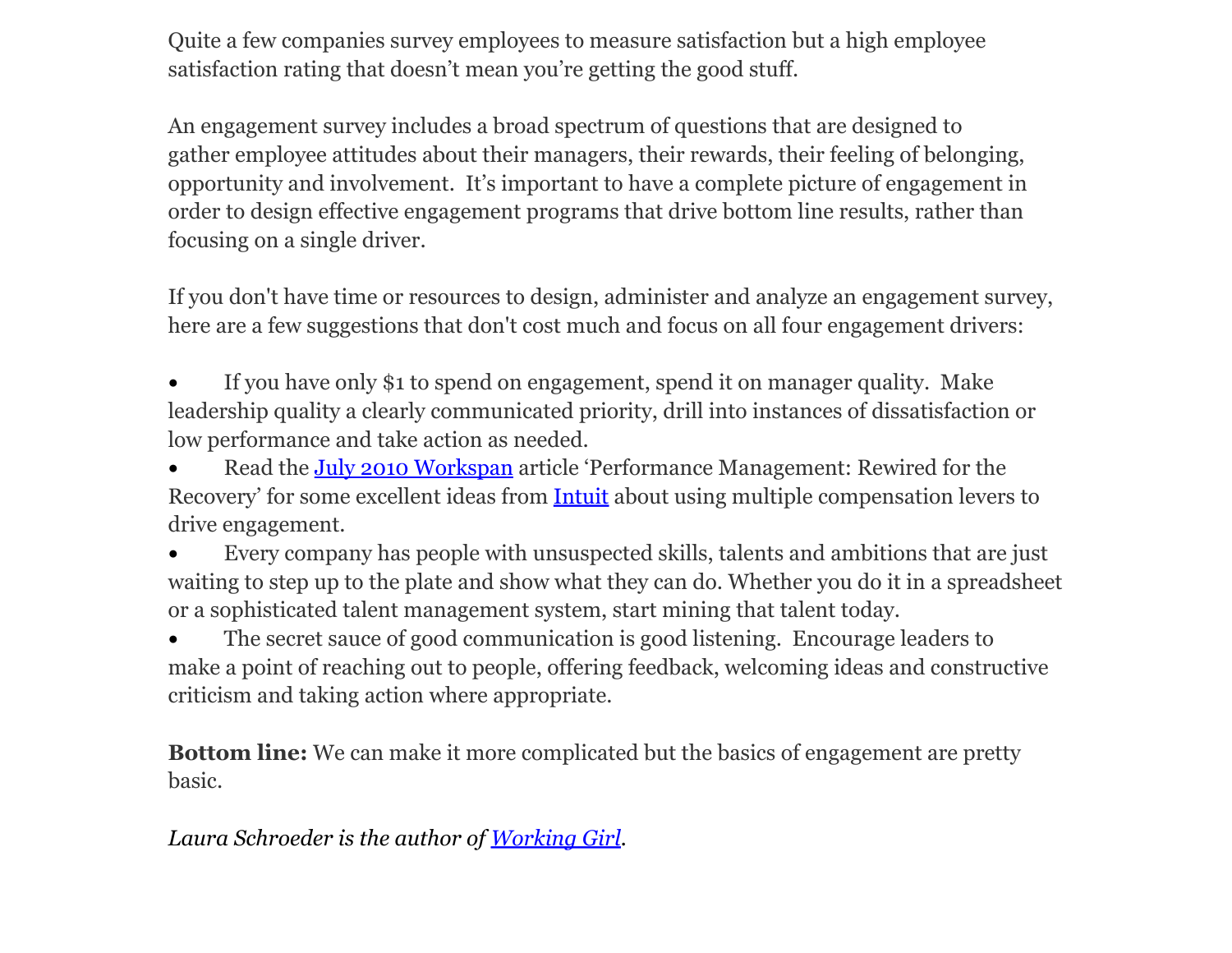Quite a few companies survey employees to measure satisfaction but a high employee satisfaction rating that doesn't mean you're getting the good stuff.

An engagement survey includes a broad spectrum of questions that are designed to gather employee attitudes about their managers, their rewards, their feeling of belonging, opportunity and involvement. It's important to have a complete picture of engagement in order to design effective engagement programs that drive bottom line results, rather than focusing on a single driver.

If you don't have time or resources to design, administer and analyze an engagement survey, here are a few suggestions that don't cost much and focus on all four engagement drivers:

- If you have only $1 to spend on engagement, spend it on manager quality. Make leadership quality a clearly communicated priority, drill into instances of dissatisfaction or low performance and take action as needed.
- Read the [July 2010 Workspan]() article 'Performance Management: Rewired for the Recovery' for some excellent ideas from [Intuit]() about using multiple compensation levers to drive engagement.
- Every company has people with unsuspected skills, talents and ambitions that are just waiting to step up to the plate and show what they can do. Whether you do it in a spreadsheet or a sophisticated talent management system, start mining that talent today.
- The secret sauce of good communication is good listening. Encourage leaders to make a point of reaching out to people, offering feedback, welcoming ideas and constructive criticism and taking action where appropriate.

**Bottom line:** We can make it more complicated but the basics of engagement are pretty basic.

*Laura Schroeder is the author of [Working Girl]().*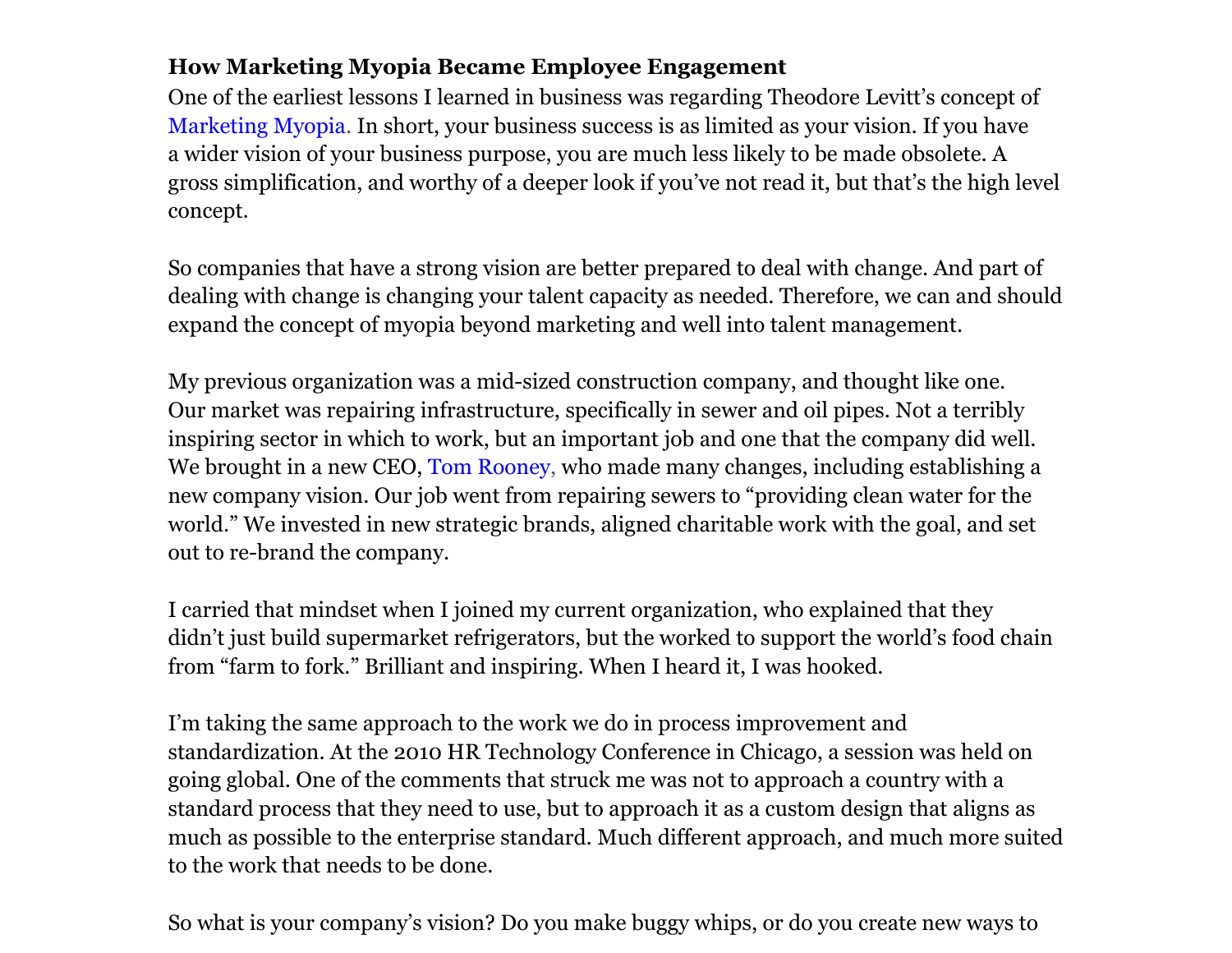**How Marketing Myopia Became Employee Engagement**

One of the earliest lessons I learned in business was regarding Theodore Levitt's concept of Marketing Myopia. In short, your business success is as limited as your vision. If you have a wider vision of your business purpose, you are much less likely to be made obsolete. A gross simplification, and worthy of a deeper look if you've not read it, but that's the high level concept.

So companies that have a strong vision are better prepared to deal with change. And part of dealing with change is changing your talent capacity as needed. Therefore, we can and should expand the concept of myopia beyond marketing and well into talent management.

My previous organization was a mid-sized construction company, and thought like one. Our market was repairing infrastructure, specifically in sewer and oil pipes. Not a terribly inspiring sector in which to work, but an important job and one that the company did well. We brought in a new CEO, Tom Rooney, who made many changes, including establishing a new company vision. Our job went from repairing sewers to "providing clean water for the world." We invested in new strategic brands, aligned charitable work with the goal, and set out to re-brand the company.

I carried that mindset when I joined my current organization, who explained that they didn't just build supermarket refrigerators, but the worked to support the world's food chain from "farm to fork." Brilliant and inspiring. When I heard it, I was hooked.

I'm taking the same approach to the work we do in process improvement and standardization. At the 2010 HR Technology Conference in Chicago, a session was held on going global. One of the comments that struck me was not to approach a country with a standard process that they need to use, but to approach it as a custom design that aligns as much as possible to the enterprise standard. Much different approach, and much more suited to the work that needs to be done.

So what is your company's vision? Do you make buggy whips, or do you create new ways to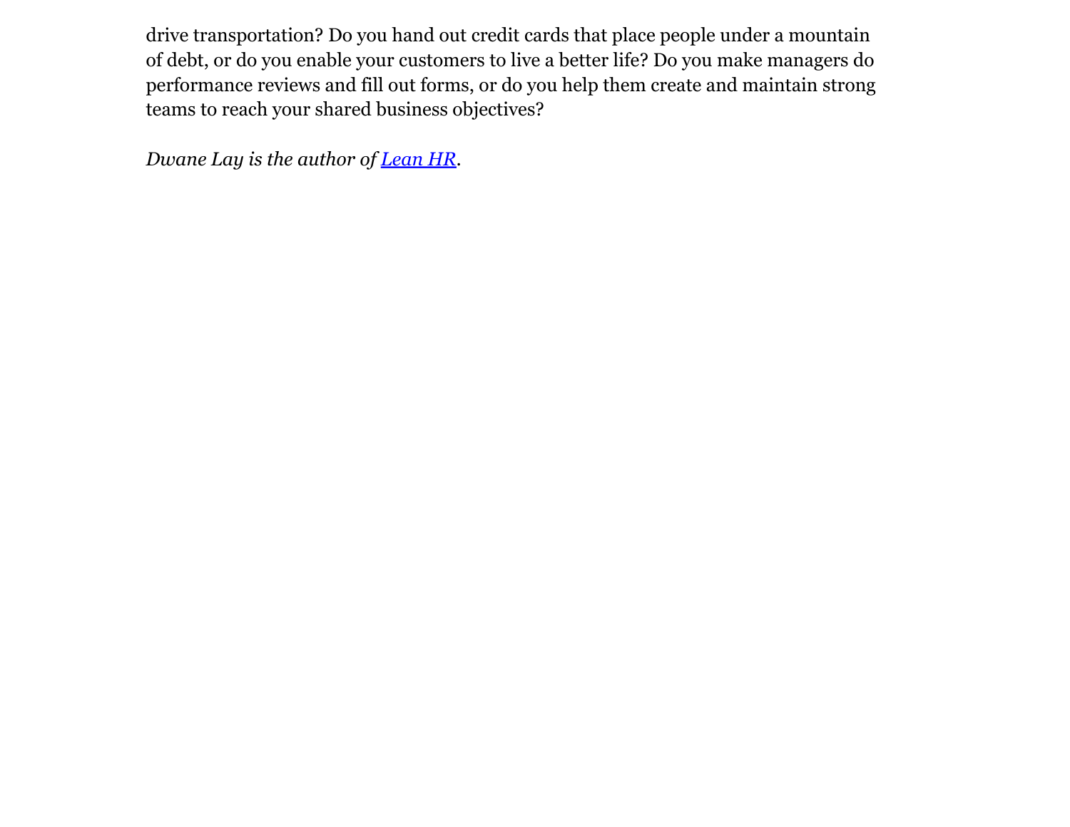drive transportation? Do you hand out credit cards that place people under a mountain of debt, or do you enable your customers to live a better life? Do you make managers do performance reviews and fill out forms, or do you help them create and maintain strong teams to reach your shared business objectives?

*Dwane Lay is the author of [Lean HR](#).*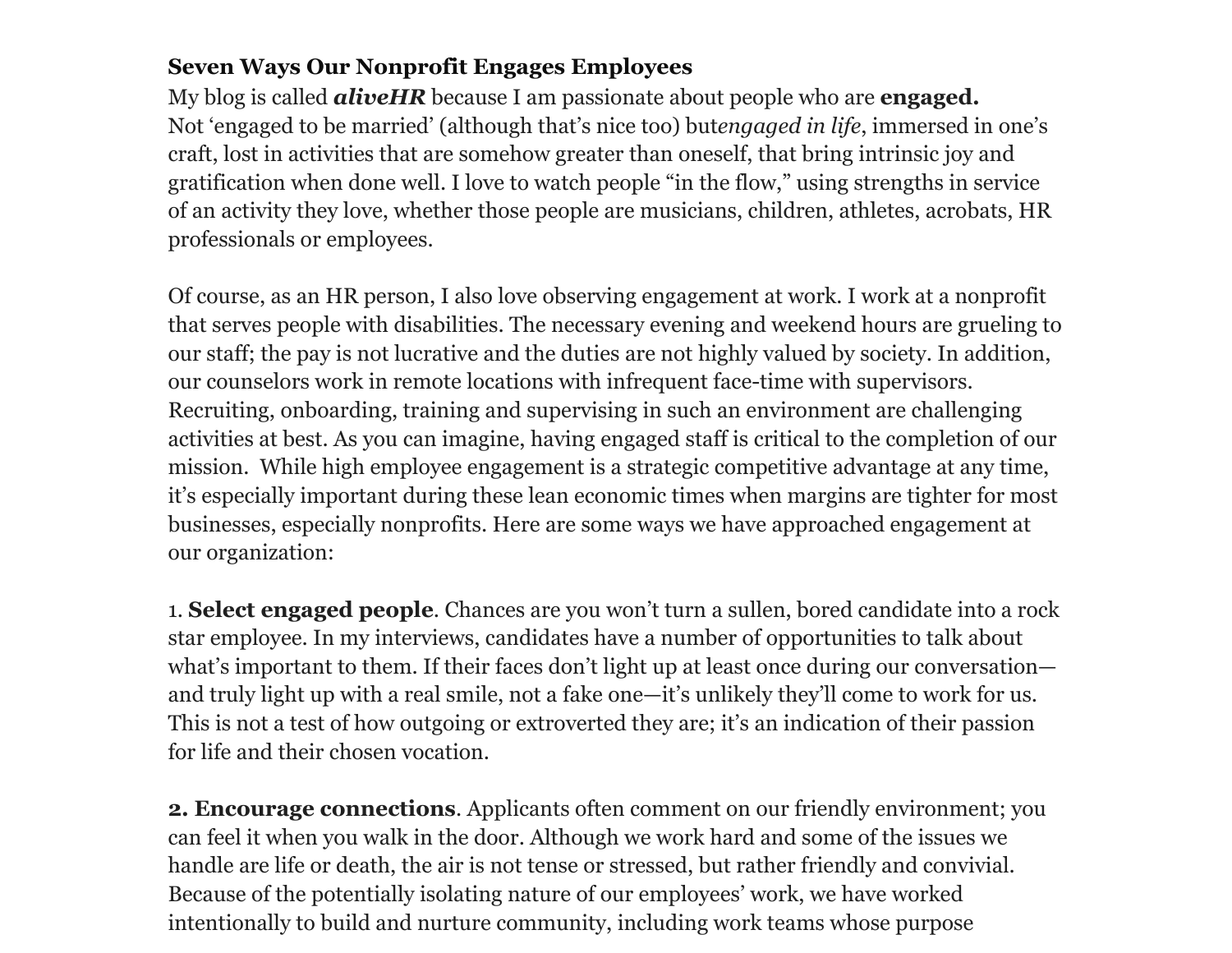**Seven Ways Our Nonprofit Engages Employees**

My blog is called ***aliveHR*** because I am passionate about people who are **engaged.** Not 'engaged to be married' (although that's nice too) but*engaged in life*, immersed in one's craft, lost in activities that are somehow greater than oneself, that bring intrinsic joy and gratification when done well. I love to watch people "in the flow," using strengths in service of an activity they love, whether those people are musicians, children, athletes, acrobats, HR professionals or employees.

Of course, as an HR person, I also love observing engagement at work. I work at a nonprofit that serves people with disabilities. The necessary evening and weekend hours are grueling to our staff; the pay is not lucrative and the duties are not highly valued by society. In addition, our counselors work in remote locations with infrequent face-time with supervisors. Recruiting, onboarding, training and supervising in such an environment are challenging activities at best. As you can imagine, having engaged staff is critical to the completion of our mission. While high employee engagement is a strategic competitive advantage at any time, it's especially important during these lean economic times when margins are tighter for most businesses, especially nonprofits. Here are some ways we have approached engagement at our organization:

1. **Select engaged people**. Chances are you won't turn a sullen, bored candidate into a rock star employee. In my interviews, candidates have a number of opportunities to talk about what's important to them. If their faces don't light up at least once during our conversation—and truly light up with a real smile, not a fake one—it's unlikely they'll come to work for us. This is not a test of how outgoing or extroverted they are; it's an indication of their passion for life and their chosen vocation.

**2. Encourage connections**. Applicants often comment on our friendly environment; you can feel it when you walk in the door. Although we work hard and some of the issues we handle are life or death, the air is not tense or stressed, but rather friendly and convivial. Because of the potentially isolating nature of our employees' work, we have worked intentionally to build and nurture community, including work teams whose purpose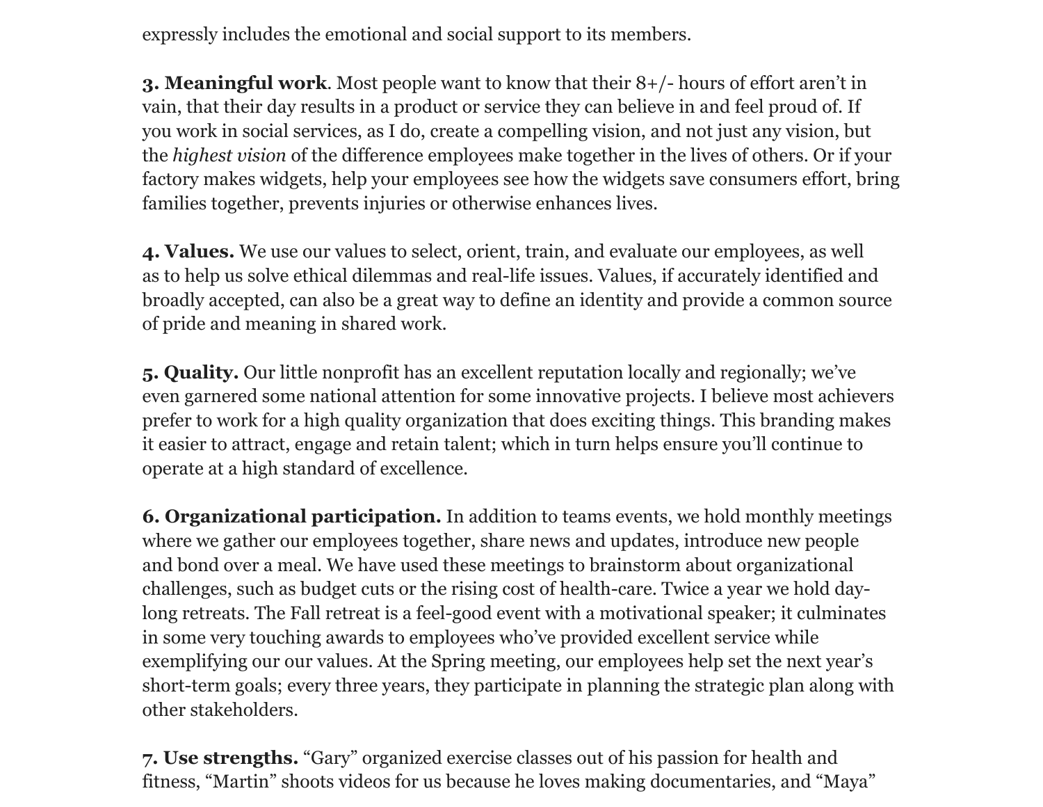expressly includes the emotional and social support to its members.

**3. Meaningful work**. Most people want to know that their 8+/- hours of effort aren't in vain, that their day results in a product or service they can believe in and feel proud of. If you work in social services, as I do, create a compelling vision, and not just any vision, but the *highest vision* of the difference employees make together in the lives of others. Or if your factory makes widgets, help your employees see how the widgets save consumers effort, bring families together, prevents injuries or otherwise enhances lives.

**4. Values.** We use our values to select, orient, train, and evaluate our employees, as well as to help us solve ethical dilemmas and real-life issues. Values, if accurately identified and broadly accepted, can also be a great way to define an identity and provide a common source of pride and meaning in shared work.

**5. Quality.** Our little nonprofit has an excellent reputation locally and regionally; we've even garnered some national attention for some innovative projects. I believe most achievers prefer to work for a high quality organization that does exciting things. This branding makes it easier to attract, engage and retain talent; which in turn helps ensure you'll continue to operate at a high standard of excellence.

**6. Organizational participation.** In addition to teams events, we hold monthly meetings where we gather our employees together, share news and updates, introduce new people and bond over a meal. We have used these meetings to brainstorm about organizational challenges, such as budget cuts or the rising cost of health-care. Twice a year we hold day-long retreats. The Fall retreat is a feel-good event with a motivational speaker; it culminates in some very touching awards to employees who've provided excellent service while exemplifying our our values. At the Spring meeting, our employees help set the next year's short-term goals; every three years, they participate in planning the strategic plan along with other stakeholders.

**7. Use strengths.** "Gary" organized exercise classes out of his passion for health and fitness, "Martin" shoots videos for us because he loves making documentaries, and "Maya"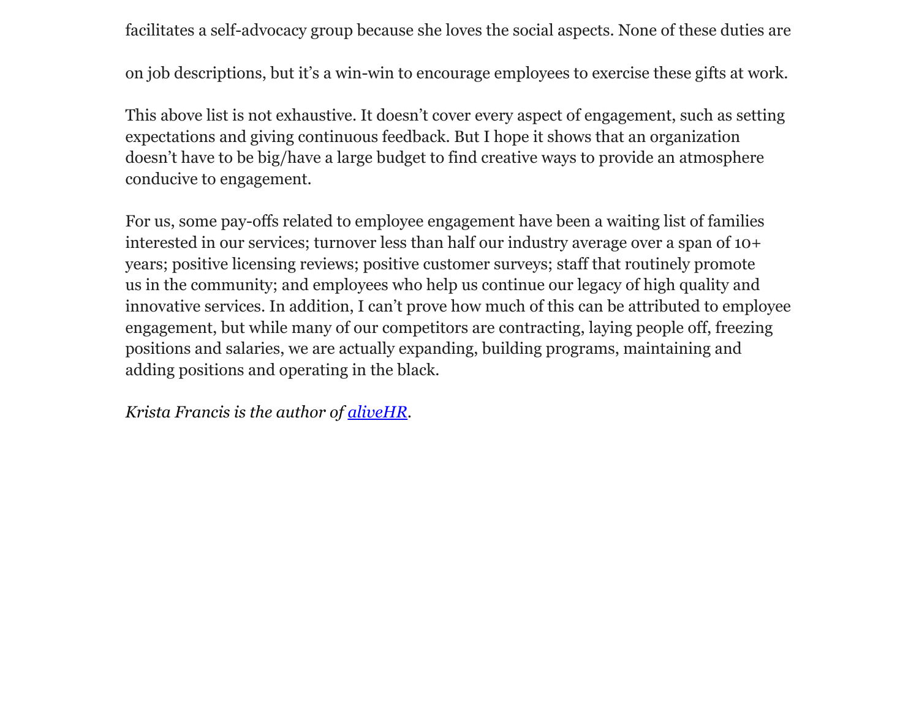facilitates a self-advocacy group because she loves the social aspects. None of these duties are on job descriptions, but it's a win-win to encourage employees to exercise these gifts at work.

This above list is not exhaustive. It doesn't cover every aspect of engagement, such as setting expectations and giving continuous feedback. But I hope it shows that an organization doesn't have to be big/have a large budget to find creative ways to provide an atmosphere conducive to engagement.

For us, some pay-offs related to employee engagement have been a waiting list of families interested in our services; turnover less than half our industry average over a span of 10+ years; positive licensing reviews; positive customer surveys; staff that routinely promote us in the community; and employees who help us continue our legacy of high quality and innovative services. In addition, I can't prove how much of this can be attributed to employee engagement, but while many of our competitors are contracting, laying people off, freezing positions and salaries, we are actually expanding, building programs, maintaining and adding positions and operating in the black.

*Krista Francis is the author of [aliveHR](aliveHR).*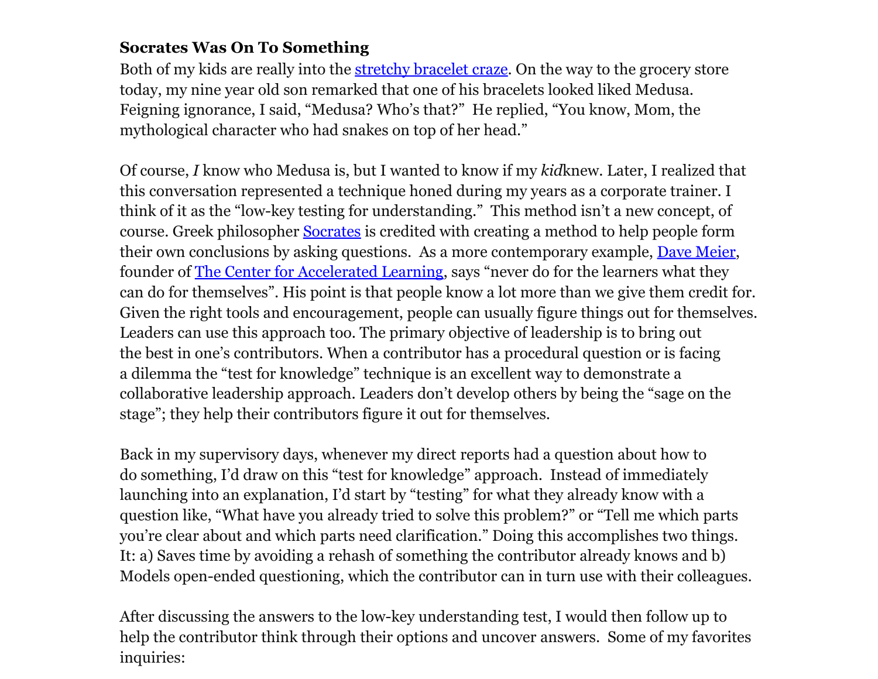**Socrates Was On To Something**

Both of my kids are really into the [stretchy bracelet craze](). On the way to the grocery store today, my nine year old son remarked that one of his bracelets looked liked Medusa. Feigning ignorance, I said, "Medusa? Who's that?" He replied, "You know, Mom, the mythological character who had snakes on top of her head."

Of course, *I* know who Medusa is, but I wanted to know if my *kid*knew. Later, I realized that this conversation represented a technique honed during my years as a corporate trainer. I think of it as the "low-key testing for understanding." This method isn't a new concept, of course. Greek philosopher [Socrates]() is credited with creating a method to help people form their own conclusions by asking questions. As a more contemporary example, [Dave Meier](), founder of [The Center for Accelerated Learning](), says "never do for the learners what they can do for themselves". His point is that people know a lot more than we give them credit for. Given the right tools and encouragement, people can usually figure things out for themselves. Leaders can use this approach too. The primary objective of leadership is to bring out the best in one's contributors. When a contributor has a procedural question or is facing a dilemma the "test for knowledge" technique is an excellent way to demonstrate a collaborative leadership approach. Leaders don't develop others by being the "sage on the stage"; they help their contributors figure it out for themselves.

Back in my supervisory days, whenever my direct reports had a question about how to do something, I'd draw on this "test for knowledge" approach. Instead of immediately launching into an explanation, I'd start by "testing" for what they already know with a question like, "What have you already tried to solve this problem?" or "Tell me which parts you're clear about and which parts need clarification." Doing this accomplishes two things. It: a) Saves time by avoiding a rehash of something the contributor already knows and b) Models open-ended questioning, which the contributor can in turn use with their colleagues.

After discussing the answers to the low-key understanding test, I would then follow up to help the contributor think through their options and uncover answers. Some of my favorites inquiries: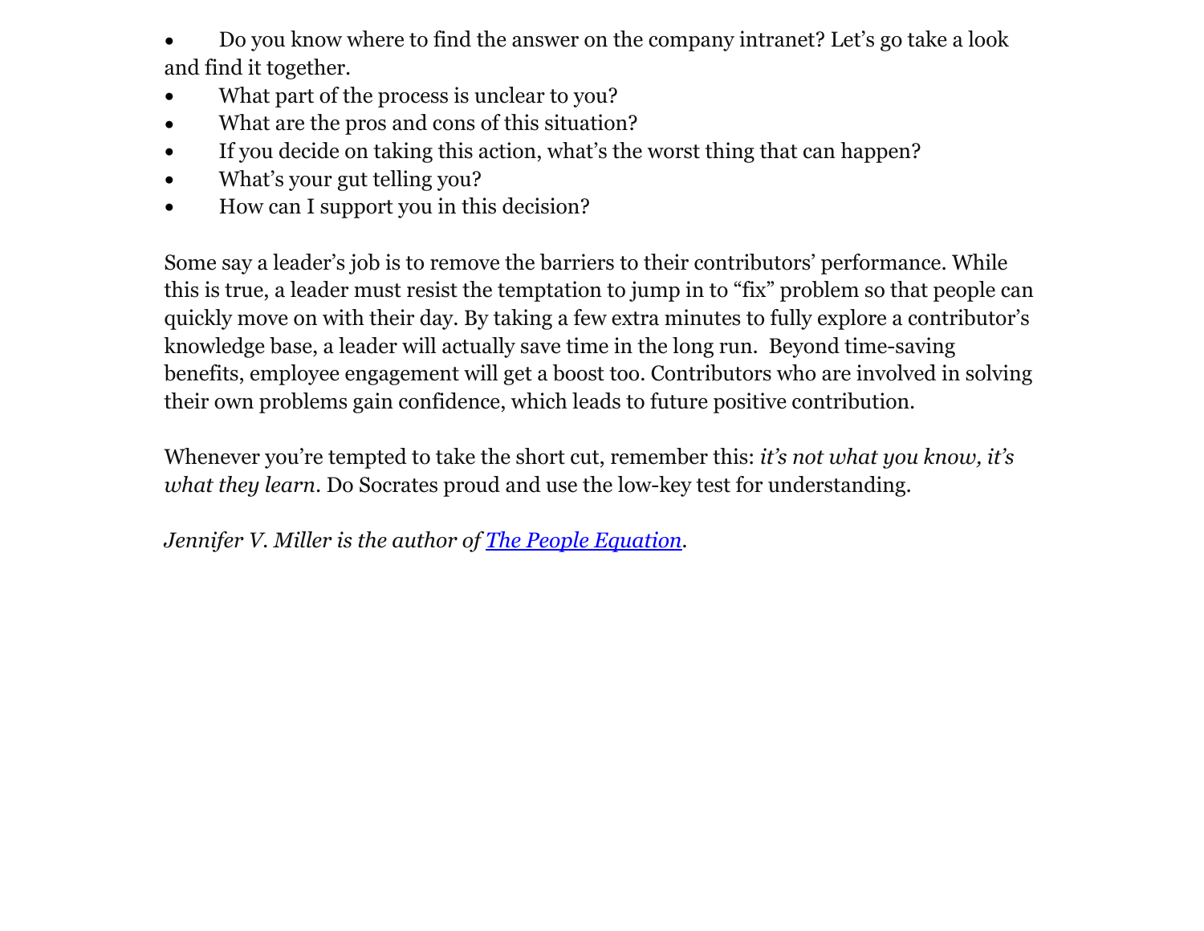- Do you know where to find the answer on the company intranet? Let's go take a look and find it together.
- What part of the process is unclear to you?
- What are the pros and cons of this situation?
- If you decide on taking this action, what's the worst thing that can happen?
- What's your gut telling you?
- How can I support you in this decision?

Some say a leader's job is to remove the barriers to their contributors' performance. While this is true, a leader must resist the temptation to jump in to "fix" problem so that people can quickly move on with their day. By taking a few extra minutes to fully explore a contributor's knowledge base, a leader will actually save time in the long run. Beyond time-saving benefits, employee engagement will get a boost too. Contributors who are involved in solving their own problems gain confidence, which leads to future positive contribution.

Whenever you're tempted to take the short cut, remember this: *it's not what you know, it's what they learn*. Do Socrates proud and use the low-key test for understanding.

*Jennifer V. Miller is the author of [The People Equation](The People Equation).*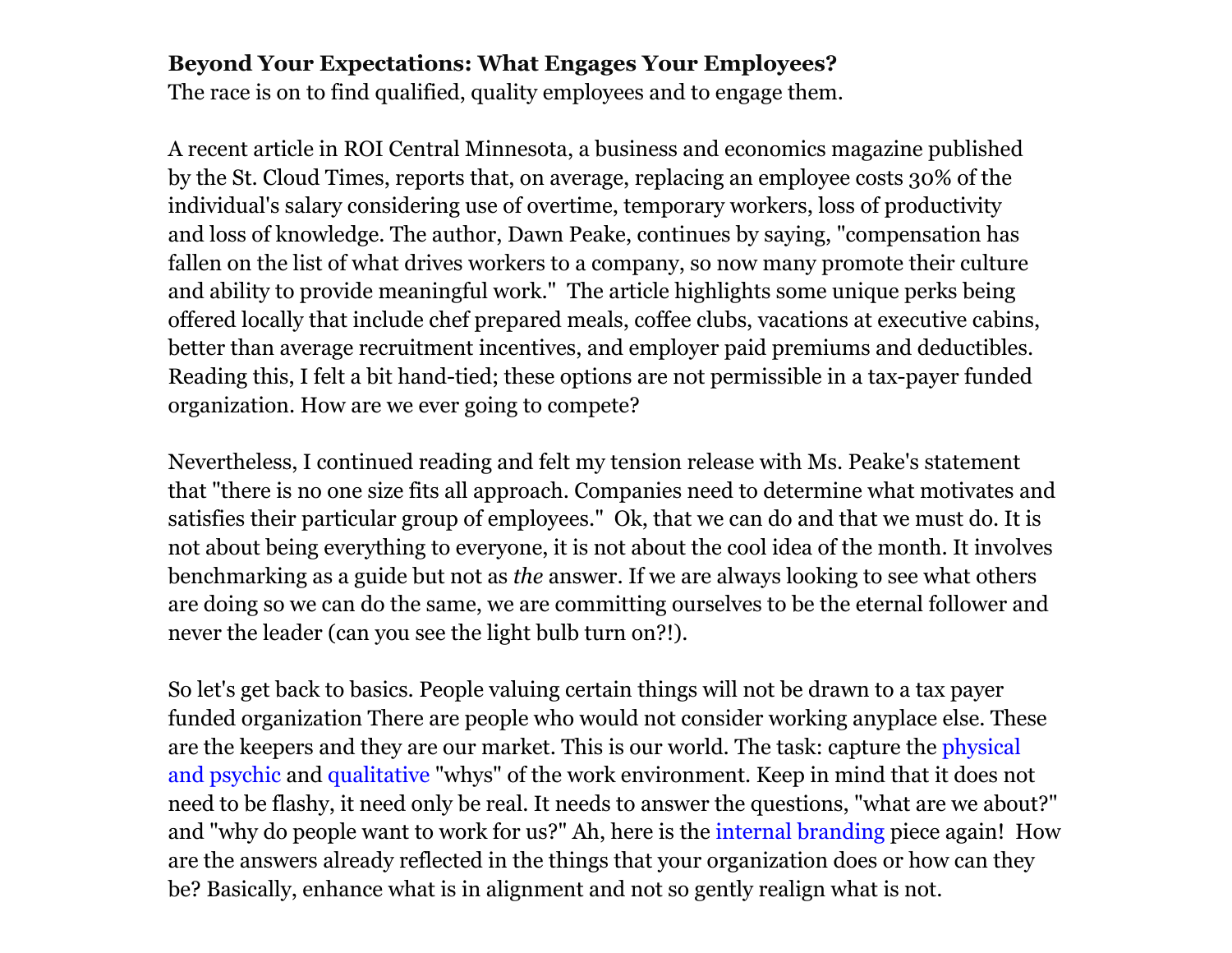**Beyond Your Expectations: What Engages Your Employees?**
The race is on to find qualified, quality employees and to engage them.

A recent article in ROI Central Minnesota, a business and economics magazine published by the St. Cloud Times, reports that, on average, replacing an employee costs 30% of the individual's salary considering use of overtime, temporary workers, loss of productivity and loss of knowledge. The author, Dawn Peake, continues by saying, "compensation has fallen on the list of what drives workers to a company, so now many promote their culture and ability to provide meaningful work."  The article highlights some unique perks being offered locally that include chef prepared meals, coffee clubs, vacations at executive cabins, better than average recruitment incentives, and employer paid premiums and deductibles. Reading this, I felt a bit hand-tied; these options are not permissible in a tax-payer funded organization. How are we ever going to compete?

Nevertheless, I continued reading and felt my tension release with Ms. Peake's statement that "there is no one size fits all approach. Companies need to determine what motivates and satisfies their particular group of employees."  Ok, that we can do and that we must do. It is not about being everything to everyone, it is not about the cool idea of the month. It involves benchmarking as a guide but not as *the* answer. If we are always looking to see what others are doing so we can do the same, we are committing ourselves to be the eternal follower and never the leader (can you see the light bulb turn on?!).

So let's get back to basics. People valuing certain things will not be drawn to a tax payer funded organization There are people who would not consider working anyplace else. These are the keepers and they are our market. This is our world. The task: capture the physical and psychic and qualitative "whys" of the work environment. Keep in mind that it does not need to be flashy, it need only be real. It needs to answer the questions, "what are we about?" and "why do people want to work for us?" Ah, here is the internal branding piece again!  How are the answers already reflected in the things that your organization does or how can they be? Basically, enhance what is in alignment and not so gently realign what is not.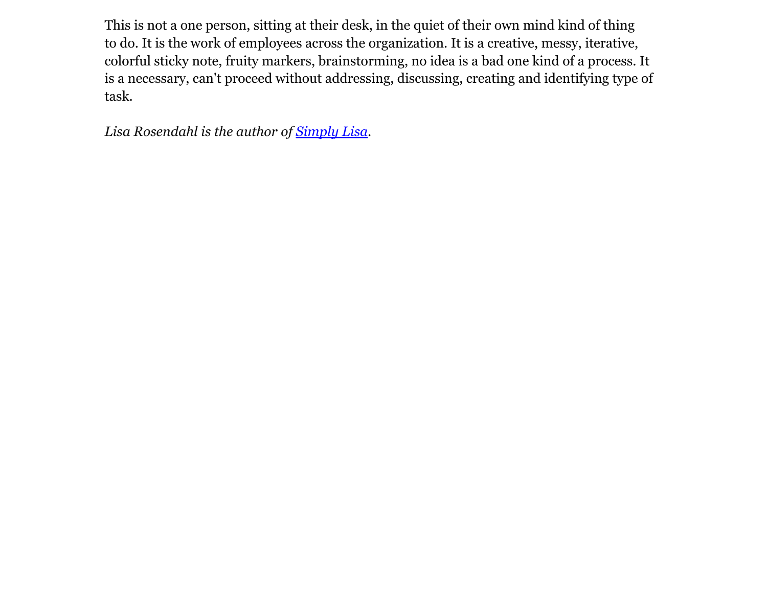This is not a one person, sitting at their desk, in the quiet of their own mind kind of thing to do. It is the work of employees across the organization. It is a creative, messy, iterative, colorful sticky note, fruity markers, brainstorming, no idea is a bad one kind of a process. It is a necessary, can't proceed without addressing, discussing, creating and identifying type of task.

*Lisa Rosendahl is the author of [Simply Lisa](Simply Lisa).*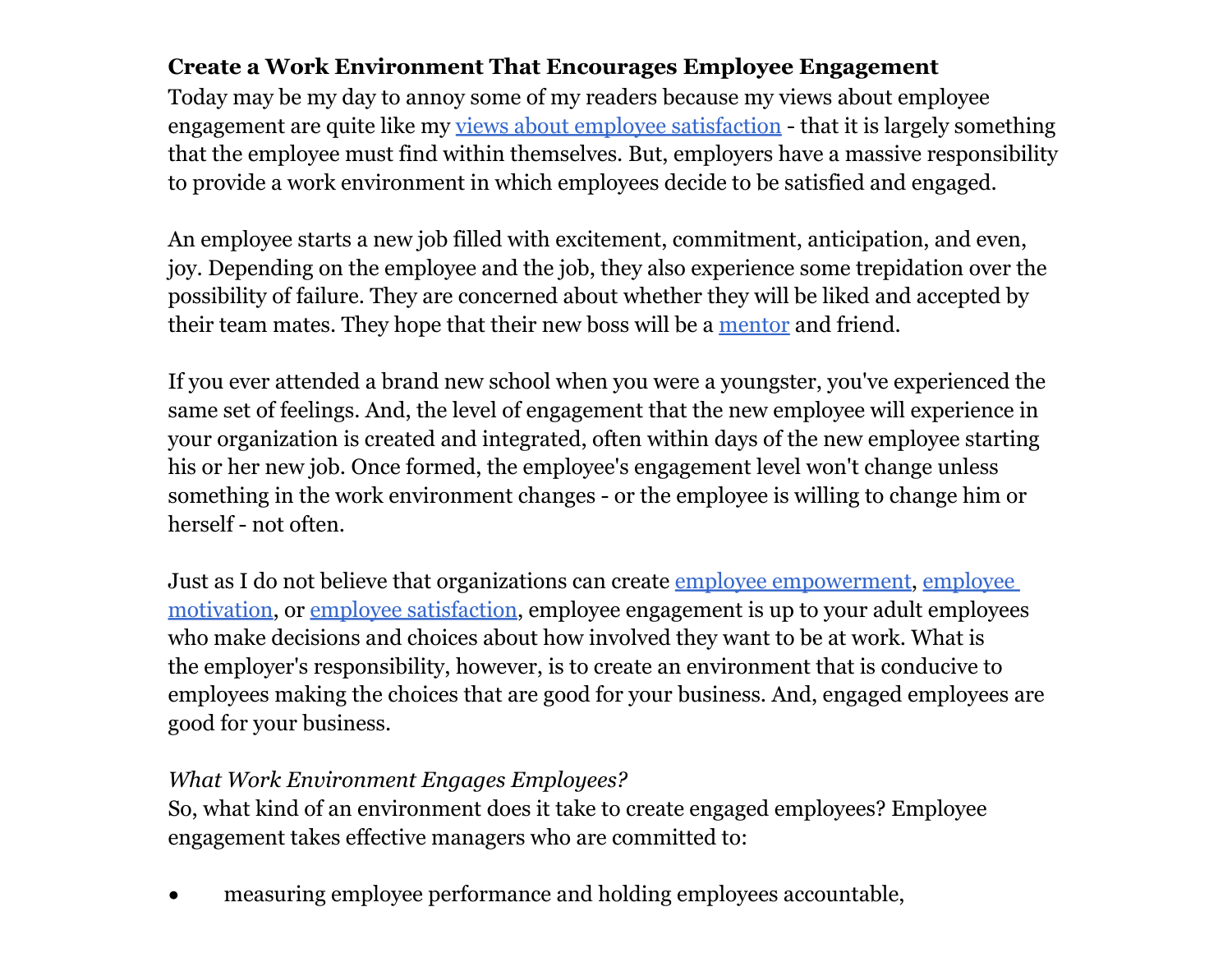**Create a Work Environment That Encourages Employee Engagement**

Today may be my day to annoy some of my readers because my views about employee engagement are quite like my [views about employee satisfaction]() - that it is largely something that the employee must find within themselves. But, employers have a massive responsibility to provide a work environment in which employees decide to be satisfied and engaged.

An employee starts a new job filled with excitement, commitment, anticipation, and even, joy. Depending on the employee and the job, they also experience some trepidation over the possibility of failure. They are concerned about whether they will be liked and accepted by their team mates. They hope that their new boss will be a [mentor]() and friend.

If you ever attended a brand new school when you were a youngster, you've experienced the same set of feelings. And, the level of engagement that the new employee will experience in your organization is created and integrated, often within days of the new employee starting his or her new job. Once formed, the employee's engagement level won't change unless something in the work environment changes - or the employee is willing to change him or herself - not often.

Just as I do not believe that organizations can create [employee empowerment](), [employee motivation](), or [employee satisfaction](), employee engagement is up to your adult employees who make decisions and choices about how involved they want to be at work. What is the employer's responsibility, however, is to create an environment that is conducive to employees making the choices that are good for your business. And, engaged employees are good for your business.

*What Work Environment Engages Employees?*

So, what kind of an environment does it take to create engaged employees? Employee engagement takes effective managers who are committed to:

- measuring employee performance and holding employees accountable,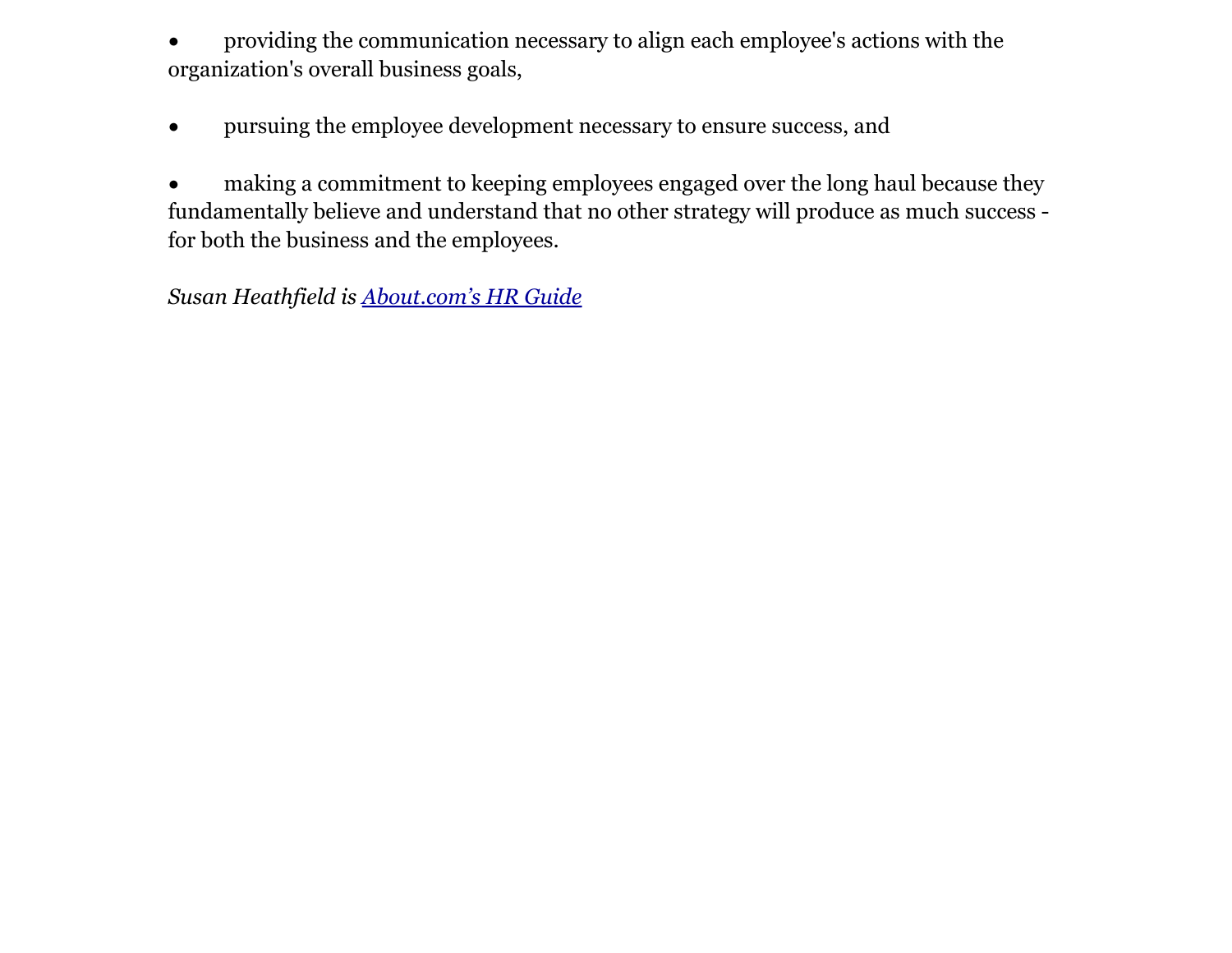- providing the communication necessary to align each employee's actions with the organization's overall business goals,

- pursuing the employee development necessary to ensure success, and

- making a commitment to keeping employees engaged over the long haul because they fundamentally believe and understand that no other strategy will produce as much success - for both the business and the employees.

*Susan Heathfield is [About.com's HR Guide]*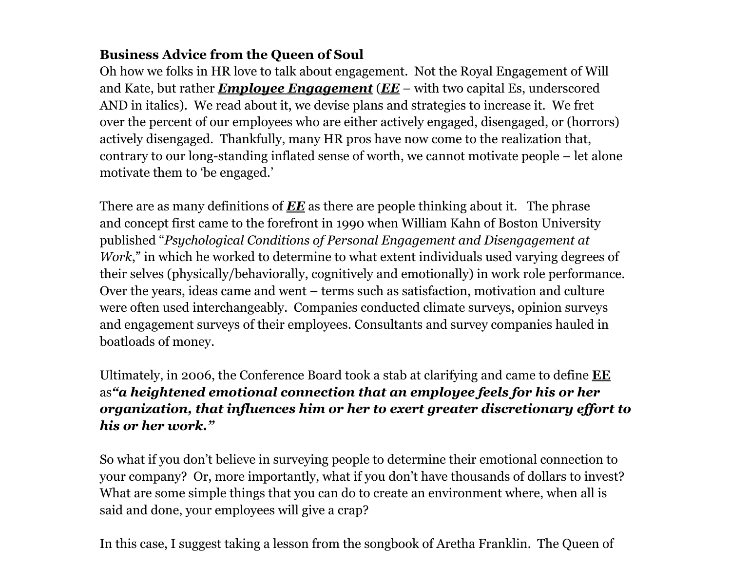**Business Advice from the Queen of Soul**

Oh how we folks in HR love to talk about engagement. Not the Royal Engagement of Will and Kate, but rather ***Employee Engagement*** (***EE*** – with two capital Es, underscored AND in italics). We read about it, we devise plans and strategies to increase it. We fret over the percent of our employees who are either actively engaged, disengaged, or (horrors) actively disengaged. Thankfully, many HR pros have now come to the realization that, contrary to our long-standing inflated sense of worth, we cannot motivate people – let alone motivate them to 'be engaged.'

There are as many definitions of ***EE*** as there are people thinking about it. The phrase and concept first came to the forefront in 1990 when William Kahn of Boston University published "*Psychological Conditions of Personal Engagement and Disengagement at Work*," in which he worked to determine to what extent individuals used varying degrees of their selves (physically/behaviorally, cognitively and emotionally) in work role performance. Over the years, ideas came and went – terms such as satisfaction, motivation and culture were often used interchangeably. Companies conducted climate surveys, opinion surveys and engagement surveys of their employees. Consultants and survey companies hauled in boatloads of money.

Ultimately, in 2006, the Conference Board took a stab at clarifying and came to define **EE** as***"a heightened emotional connection that an employee feels for his or her organization, that influences him or her to exert greater discretionary effort to his or her work."***

So what if you don't believe in surveying people to determine their emotional connection to your company? Or, more importantly, what if you don't have thousands of dollars to invest? What are some simple things that you can do to create an environment where, when all is said and done, your employees will give a crap?

In this case, I suggest taking a lesson from the songbook of Aretha Franklin. The Queen of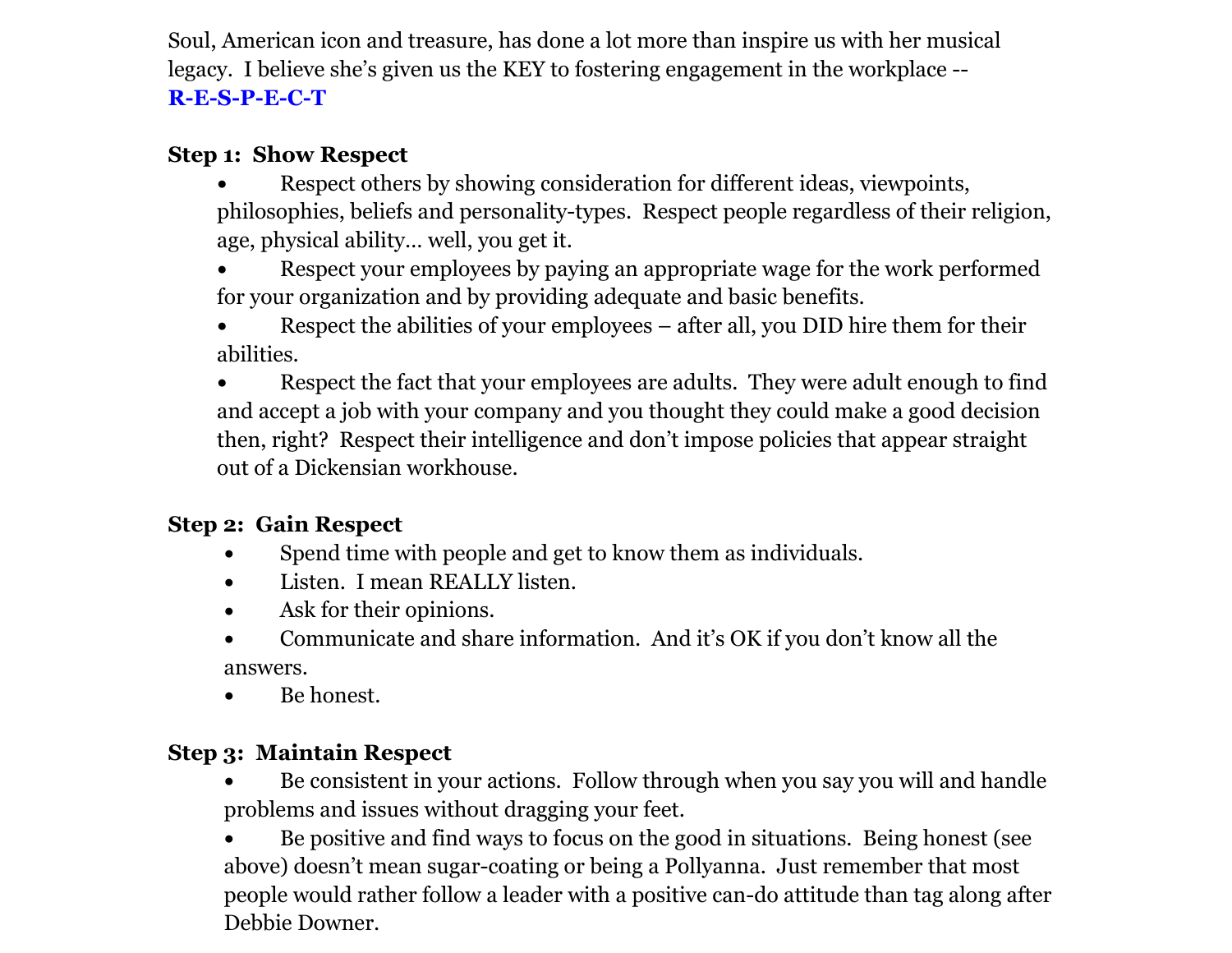Soul, American icon and treasure, has done a lot more than inspire us with her musical legacy. I believe she's given us the KEY to fostering engagement in the workplace -- **R-E-S-P-E-C-T**

**Step 1: Show Respect**

- Respect others by showing consideration for different ideas, viewpoints, philosophies, beliefs and personality-types. Respect people regardless of their religion, age, physical ability… well, you get it.
- Respect your employees by paying an appropriate wage for the work performed for your organization and by providing adequate and basic benefits.
- Respect the abilities of your employees – after all, you DID hire them for their abilities.
- Respect the fact that your employees are adults. They were adult enough to find and accept a job with your company and you thought they could make a good decision then, right? Respect their intelligence and don't impose policies that appear straight out of a Dickensian workhouse.

**Step 2: Gain Respect**

- Spend time with people and get to know them as individuals.
- Listen. I mean REALLY listen.
- Ask for their opinions.
- Communicate and share information. And it's OK if you don't know all the answers.
- Be honest.

**Step 3: Maintain Respect**

- Be consistent in your actions. Follow through when you say you will and handle problems and issues without dragging your feet.
- Be positive and find ways to focus on the good in situations. Being honest (see above) doesn't mean sugar-coating or being a Pollyanna. Just remember that most people would rather follow a leader with a positive can-do attitude than tag along after Debbie Downer.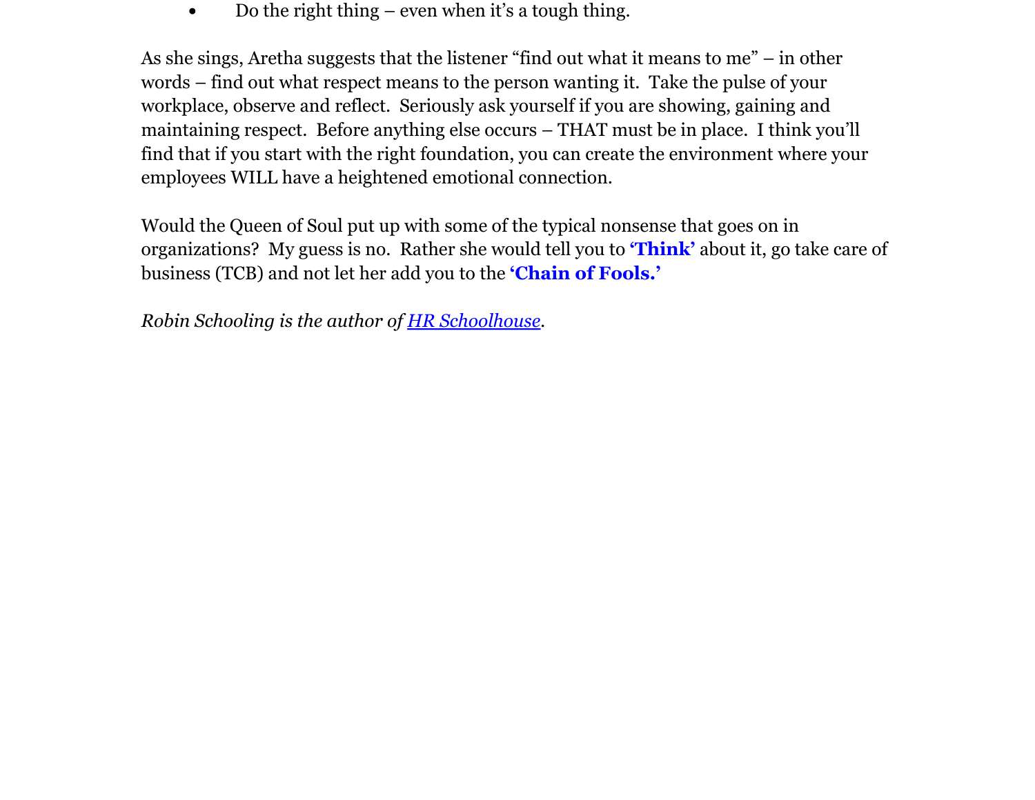- Do the right thing – even when it's a tough thing.

As she sings, Aretha suggests that the listener "find out what it means to me" – in other words – find out what respect means to the person wanting it. Take the pulse of your workplace, observe and reflect. Seriously ask yourself if you are showing, gaining and maintaining respect. Before anything else occurs – THAT must be in place. I think you'll find that if you start with the right foundation, you can create the environment where your employees WILL have a heightened emotional connection.

Would the Queen of Soul put up with some of the typical nonsense that goes on in organizations? My guess is no. Rather she would tell you to **'Think'** about it, go take care of business (TCB) and not let her add you to the **'Chain of Fools.'**

*Robin Schooling is the author of HR Schoolhouse.*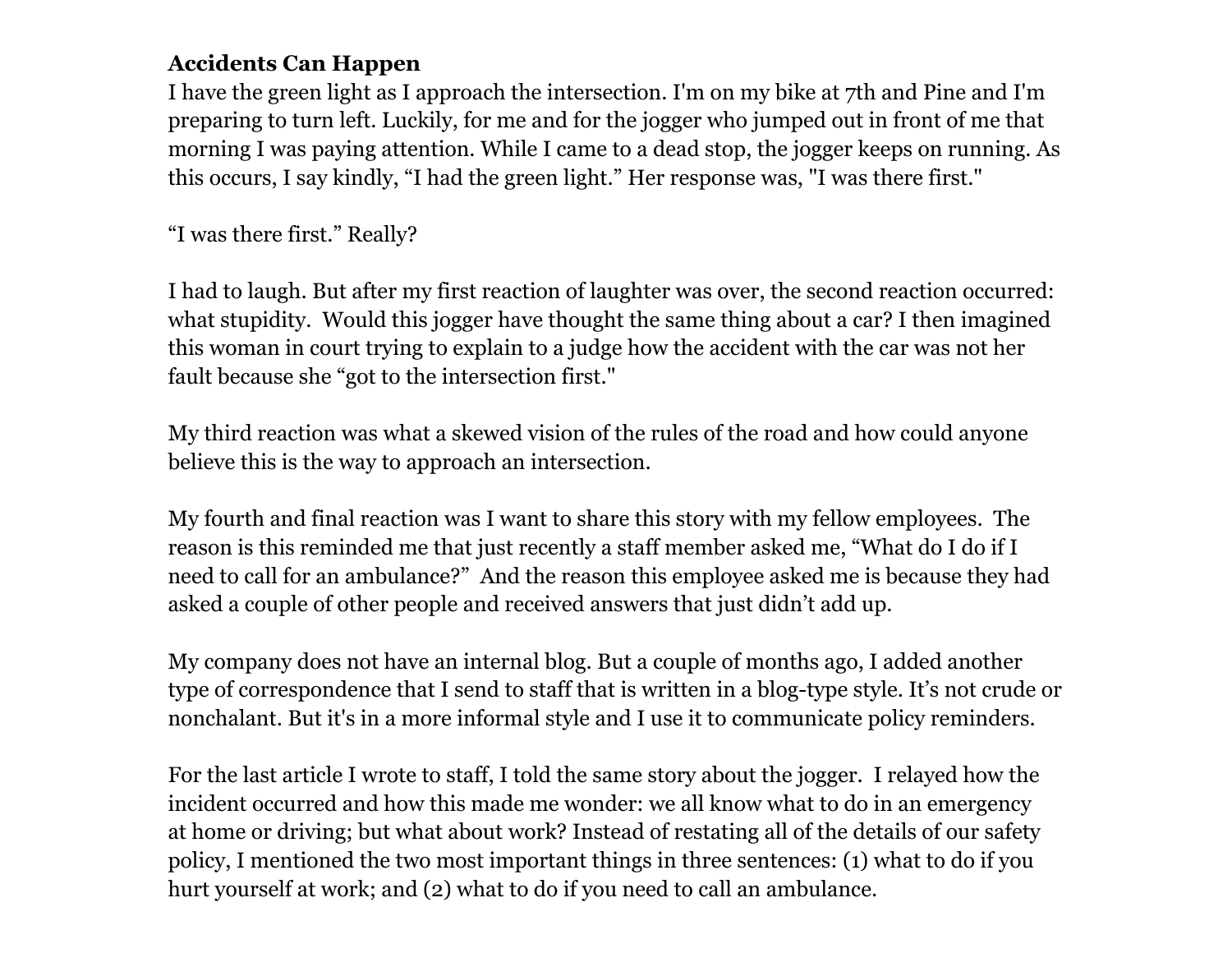**Accidents Can Happen**

I have the green light as I approach the intersection. I'm on my bike at 7th and Pine and I'm preparing to turn left. Luckily, for me and for the jogger who jumped out in front of me that morning I was paying attention. While I came to a dead stop, the jogger keeps on running. As this occurs, I say kindly, “I had the green light.” Her response was, "I was there first."

“I was there first.” Really?

I had to laugh. But after my first reaction of laughter was over, the second reaction occurred: what stupidity.  Would this jogger have thought the same thing about a car? I then imagined this woman in court trying to explain to a judge how the accident with the car was not her fault because she “got to the intersection first."

My third reaction was what a skewed vision of the rules of the road and how could anyone believe this is the way to approach an intersection.

My fourth and final reaction was I want to share this story with my fellow employees.  The reason is this reminded me that just recently a staff member asked me, “What do I do if I need to call for an ambulance?”  And the reason this employee asked me is because they had asked a couple of other people and received answers that just didn’t add up.

My company does not have an internal blog. But a couple of months ago, I added another type of correspondence that I send to staff that is written in a blog-type style. It’s not crude or nonchalant. But it's in a more informal style and I use it to communicate policy reminders.

For the last article I wrote to staff, I told the same story about the jogger.  I relayed how the incident occurred and how this made me wonder: we all know what to do in an emergency at home or driving; but what about work? Instead of restating all of the details of our safety policy, I mentioned the two most important things in three sentences: (1) what to do if you hurt yourself at work; and (2) what to do if you need to call an ambulance.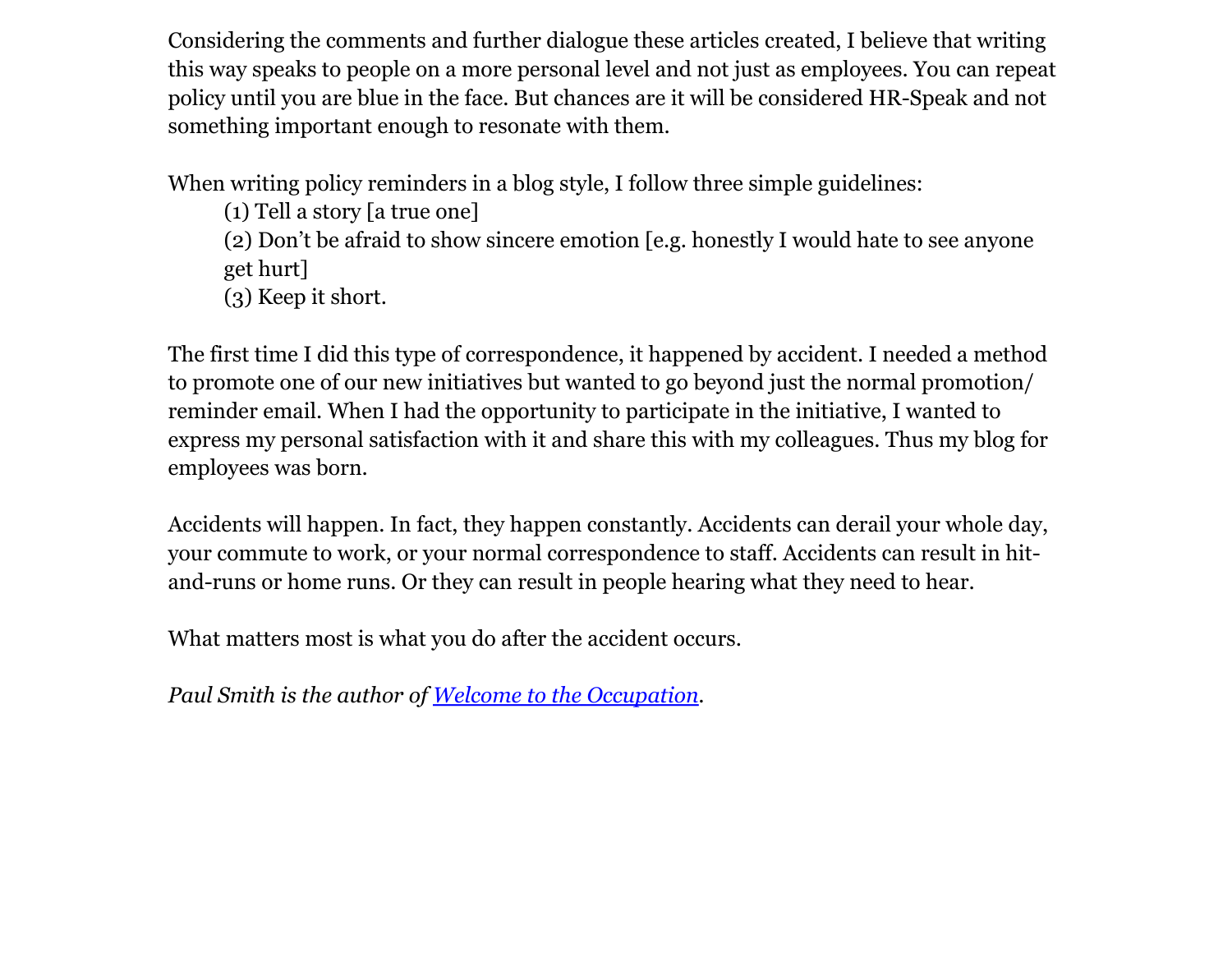Considering the comments and further dialogue these articles created, I believe that writing this way speaks to people on a more personal level and not just as employees. You can repeat policy until you are blue in the face. But chances are it will be considered HR-Speak and not something important enough to resonate with them.

When writing policy reminders in a blog style, I follow three simple guidelines:

> (1) Tell a story [a true one]
> (2) Don't be afraid to show sincere emotion [e.g. honestly I would hate to see anyone get hurt]
> (3) Keep it short.

The first time I did this type of correspondence, it happened by accident. I needed a method to promote one of our new initiatives but wanted to go beyond just the normal promotion/reminder email. When I had the opportunity to participate in the initiative, I wanted to express my personal satisfaction with it and share this with my colleagues. Thus my blog for employees was born.

Accidents will happen. In fact, they happen constantly. Accidents can derail your whole day, your commute to work, or your normal correspondence to staff. Accidents can result in hit-and-runs or home runs. Or they can result in people hearing what they need to hear.

What matters most is what you do after the accident occurs.

*Paul Smith is the author of [Welcome to the Occupation](Welcome to the Occupation).*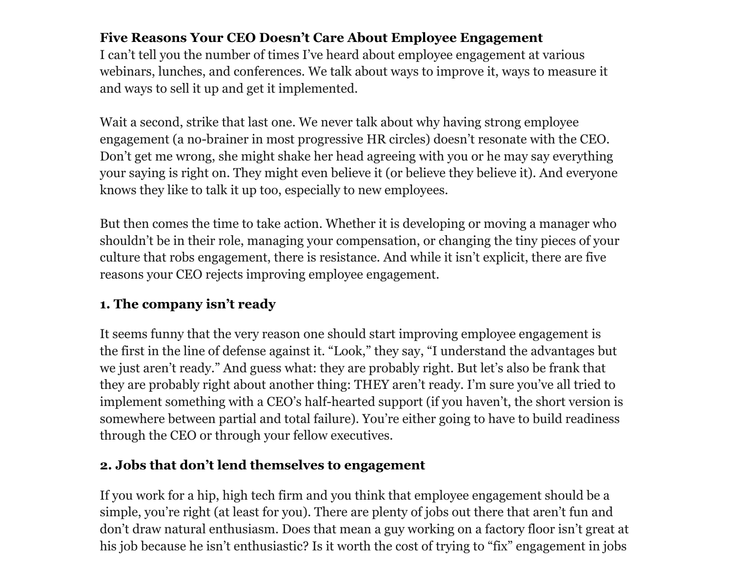**Five Reasons Your CEO Doesn't Care About Employee Engagement**

I can't tell you the number of times I've heard about employee engagement at various webinars, lunches, and conferences. We talk about ways to improve it, ways to measure it and ways to sell it up and get it implemented.

Wait a second, strike that last one. We never talk about why having strong employee engagement (a no-brainer in most progressive HR circles) doesn't resonate with the CEO. Don't get me wrong, she might shake her head agreeing with you or he may say everything your saying is right on. They might even believe it (or believe they believe it). And everyone knows they like to talk it up too, especially to new employees.

But then comes the time to take action. Whether it is developing or moving a manager who shouldn't be in their role, managing your compensation, or changing the tiny pieces of your culture that robs engagement, there is resistance. And while it isn't explicit, there are five reasons your CEO rejects improving employee engagement.

**1. The company isn't ready**

It seems funny that the very reason one should start improving employee engagement is the first in the line of defense against it. "Look," they say, "I understand the advantages but we just aren't ready." And guess what: they are probably right. But let's also be frank that they are probably right about another thing: THEY aren't ready. I'm sure you've all tried to implement something with a CEO's half-hearted support (if you haven't, the short version is somewhere between partial and total failure). You're either going to have to build readiness through the CEO or through your fellow executives.

**2. Jobs that don't lend themselves to engagement**

If you work for a hip, high tech firm and you think that employee engagement should be a simple, you're right (at least for you). There are plenty of jobs out there that aren't fun and don't draw natural enthusiasm. Does that mean a guy working on a factory floor isn't great at his job because he isn't enthusiastic? Is it worth the cost of trying to "fix" engagement in jobs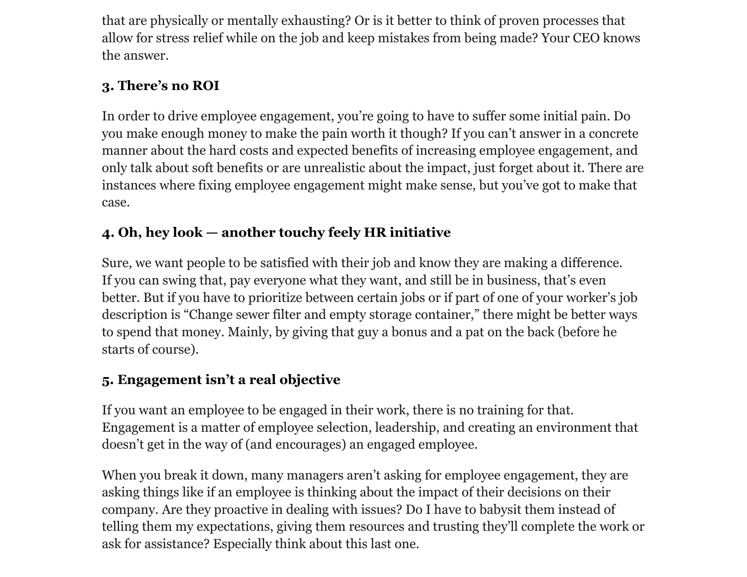that are physically or mentally exhausting? Or is it better to think of proven processes that allow for stress relief while on the job and keep mistakes from being made? Your CEO knows the answer.

### 3. There's no ROI

In order to drive employee engagement, you're going to have to suffer some initial pain. Do you make enough money to make the pain worth it though? If you can't answer in a concrete manner about the hard costs and expected benefits of increasing employee engagement, and only talk about soft benefits or are unrealistic about the impact, just forget about it. There are instances where fixing employee engagement might make sense, but you've got to make that case.

### 4. Oh, hey look — another touchy feely HR initiative

Sure, we want people to be satisfied with their job and know they are making a difference. If you can swing that, pay everyone what they want, and still be in business, that's even better. But if you have to prioritize between certain jobs or if part of one of your worker's job description is "Change sewer filter and empty storage container," there might be better ways to spend that money. Mainly, by giving that guy a bonus and a pat on the back (before he starts of course).

### 5. Engagement isn't a real objective

If you want an employee to be engaged in their work, there is no training for that. Engagement is a matter of employee selection, leadership, and creating an environment that doesn't get in the way of (and encourages) an engaged employee.

When you break it down, many managers aren't asking for employee engagement, they are asking things like if an employee is thinking about the impact of their decisions on their company. Are they proactive in dealing with issues? Do I have to babysit them instead of telling them my expectations, giving them resources and trusting they'll complete the work or ask for assistance? Especially think about this last one.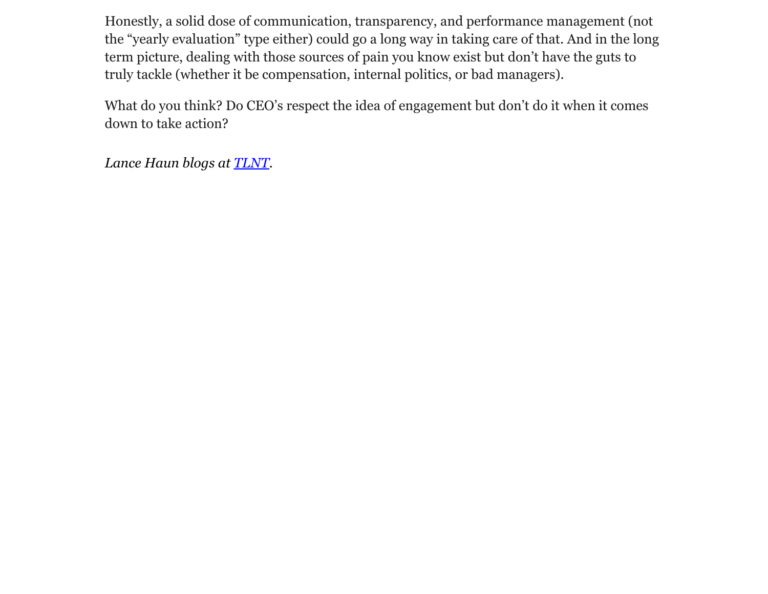Honestly, a solid dose of communication, transparency, and performance management (not the “yearly evaluation” type either) could go a long way in taking care of that. And in the long term picture, dealing with those sources of pain you know exist but don’t have the guts to truly tackle (whether it be compensation, internal politics, or bad managers).

What do you think? Do CEO’s respect the idea of engagement but don’t do it when it comes down to take action?

*Lance Haun blogs at [TLNT](TLNT).*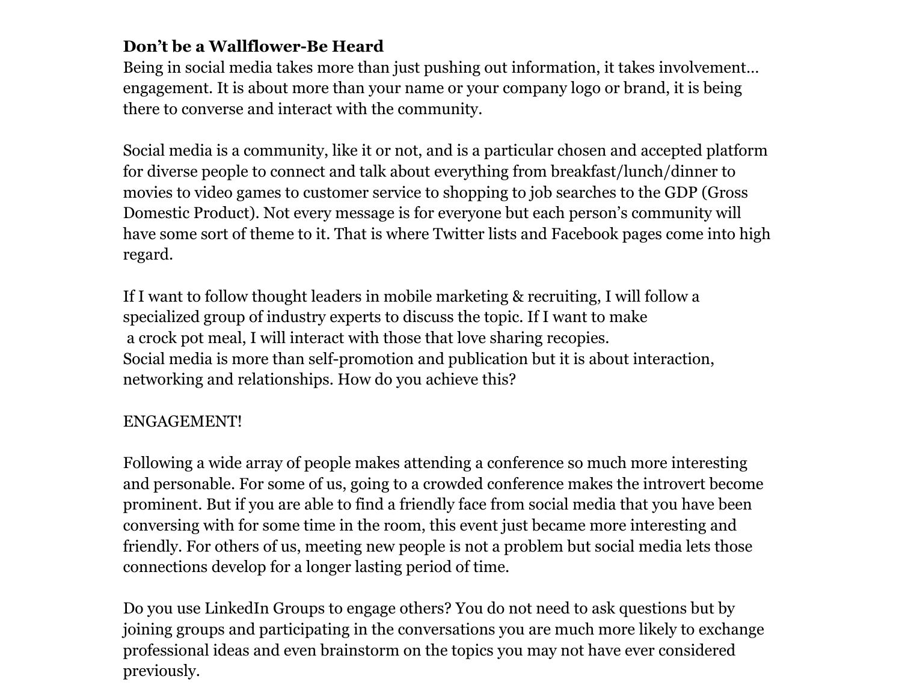**Don't be a Wallflower-Be Heard**

Being in social media takes more than just pushing out information, it takes involvement… engagement. It is about more than your name or your company logo or brand, it is being there to converse and interact with the community.

Social media is a community, like it or not, and is a particular chosen and accepted platform for diverse people to connect and talk about everything from breakfast/lunch/dinner to movies to video games to customer service to shopping to job searches to the GDP (Gross Domestic Product). Not every message is for everyone but each person's community will have some sort of theme to it. That is where Twitter lists and Facebook pages come into high regard.

If I want to follow thought leaders in mobile marketing & recruiting, I will follow a specialized group of industry experts to discuss the topic. If I want to make a crock pot meal, I will interact with those that love sharing recopies.
Social media is more than self-promotion and publication but it is about interaction, networking and relationships. How do you achieve this?

ENGAGEMENT!

Following a wide array of people makes attending a conference so much more interesting and personable. For some of us, going to a crowded conference makes the introvert become prominent. But if you are able to find a friendly face from social media that you have been conversing with for some time in the room, this event just became more interesting and friendly. For others of us, meeting new people is not a problem but social media lets those connections develop for a longer lasting period of time.

Do you use LinkedIn Groups to engage others? You do not need to ask questions but by joining groups and participating in the conversations you are much more likely to exchange professional ideas and even brainstorm on the topics you may not have ever considered previously.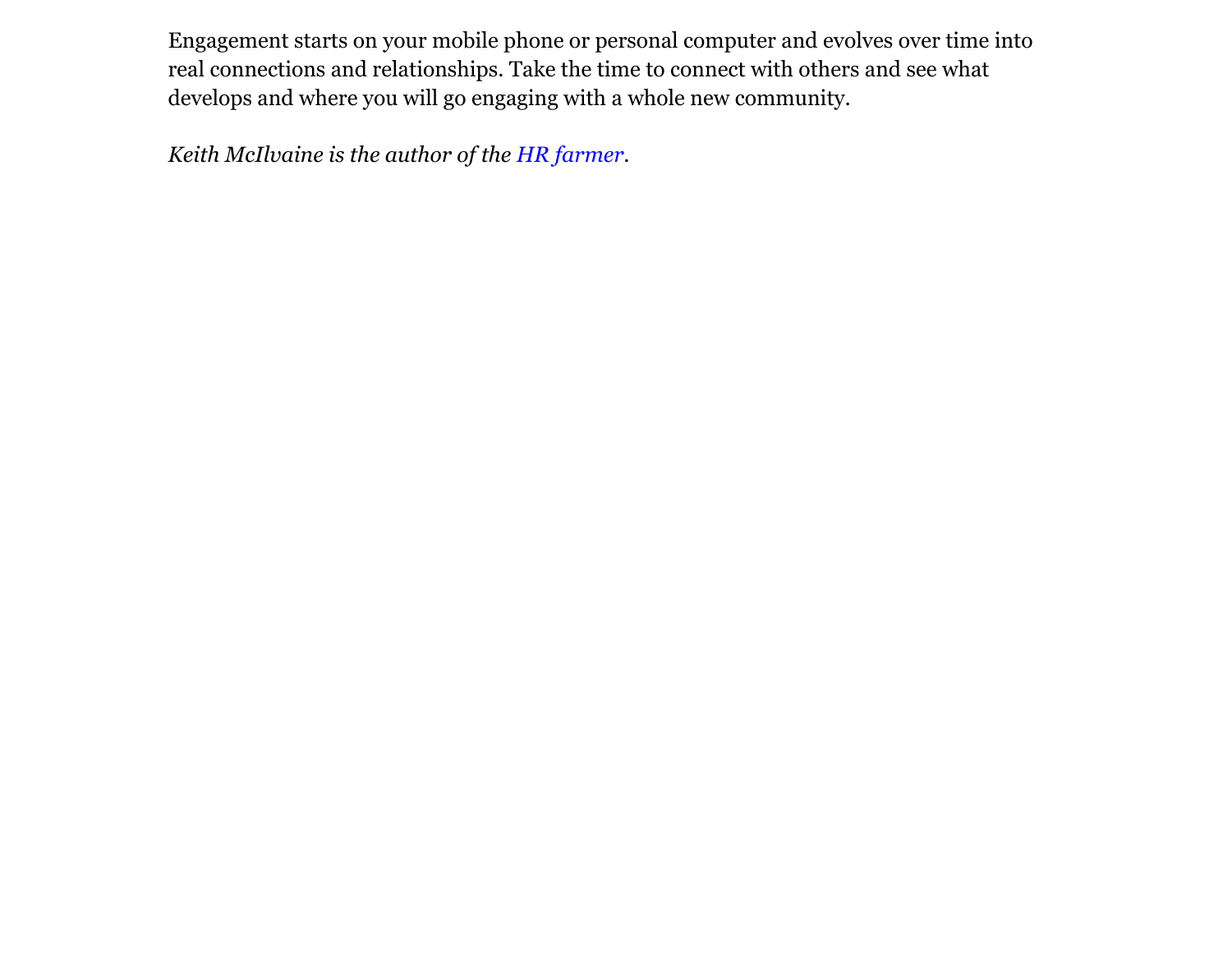Engagement starts on your mobile phone or personal computer and evolves over time into real connections and relationships. Take the time to connect with others and see what develops and where you will go engaging with a whole new community.

*Keith McIlvaine is the author of the HR farmer.*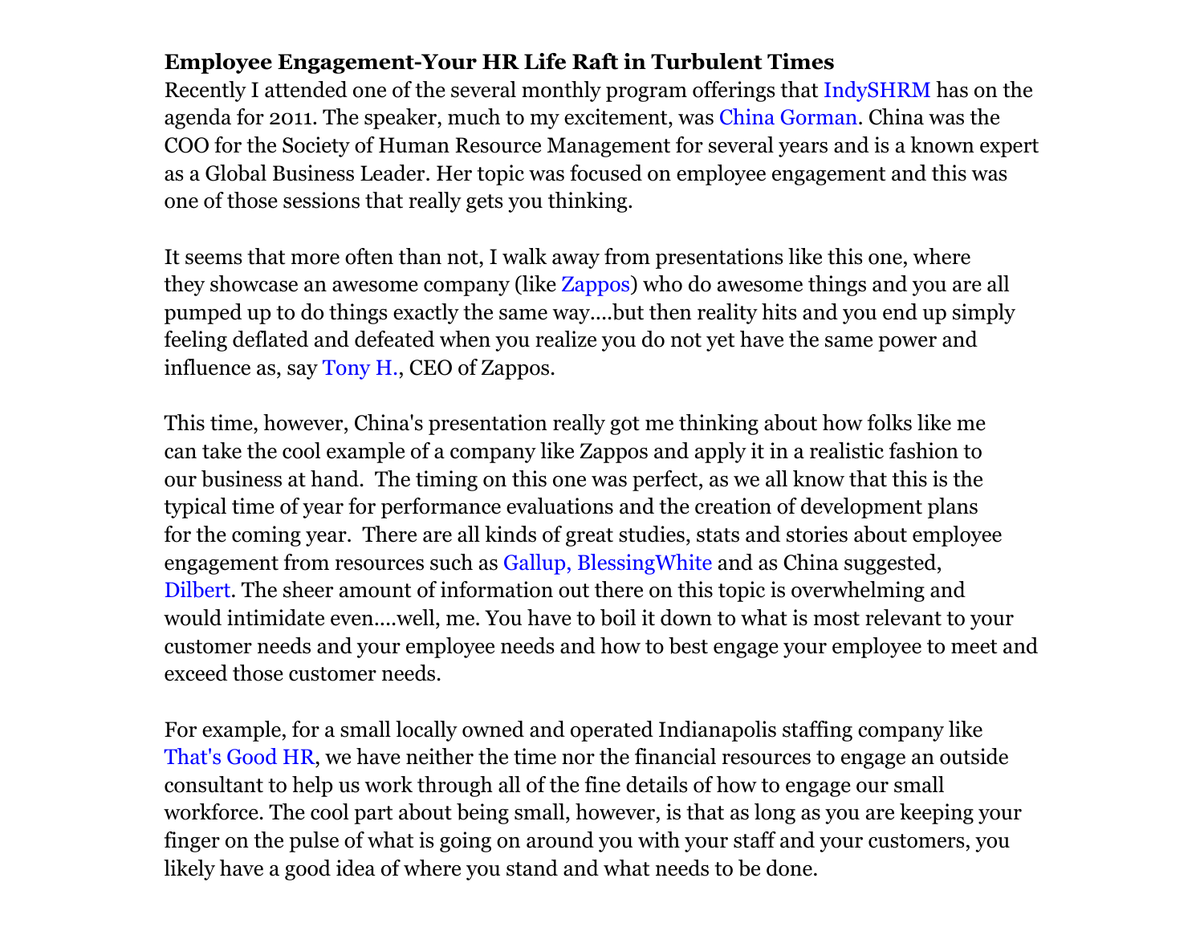**Employee Engagement-Your HR Life Raft in Turbulent Times**

Recently I attended one of the several monthly program offerings that IndySHRM has on the agenda for 2011. The speaker, much to my excitement, was China Gorman. China was the COO for the Society of Human Resource Management for several years and is a known expert as a Global Business Leader. Her topic was focused on employee engagement and this was one of those sessions that really gets you thinking.

It seems that more often than not, I walk away from presentations like this one, where they showcase an awesome company (like Zappos) who do awesome things and you are all pumped up to do things exactly the same way....but then reality hits and you end up simply feeling deflated and defeated when you realize you do not yet have the same power and influence as, say Tony H., CEO of Zappos.

This time, however, China's presentation really got me thinking about how folks like me can take the cool example of a company like Zappos and apply it in a realistic fashion to our business at hand. The timing on this one was perfect, as we all know that this is the typical time of year for performance evaluations and the creation of development plans for the coming year. There are all kinds of great studies, stats and stories about employee engagement from resources such as Gallup, BlessingWhite and as China suggested, Dilbert. The sheer amount of information out there on this topic is overwhelming and would intimidate even....well, me. You have to boil it down to what is most relevant to your customer needs and your employee needs and how to best engage your employee to meet and exceed those customer needs.

For example, for a small locally owned and operated Indianapolis staffing company like That's Good HR, we have neither the time nor the financial resources to engage an outside consultant to help us work through all of the fine details of how to engage our small workforce. The cool part about being small, however, is that as long as you are keeping your finger on the pulse of what is going on around you with your staff and your customers, you likely have a good idea of where you stand and what needs to be done.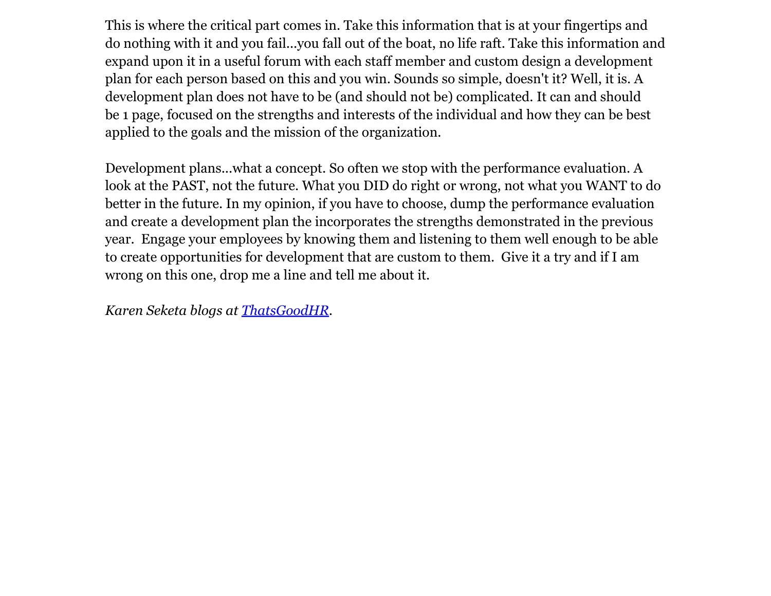This is where the critical part comes in. Take this information that is at your fingertips and do nothing with it and you fail...you fall out of the boat, no life raft. Take this information and expand upon it in a useful forum with each staff member and custom design a development plan for each person based on this and you win. Sounds so simple, doesn't it? Well, it is. A development plan does not have to be (and should not be) complicated. It can and should be 1 page, focused on the strengths and interests of the individual and how they can be best applied to the goals and the mission of the organization.

Development plans...what a concept. So often we stop with the performance evaluation. A look at the PAST, not the future. What you DID do right or wrong, not what you WANT to do better in the future. In my opinion, if you have to choose, dump the performance evaluation and create a development plan the incorporates the strengths demonstrated in the previous year. Engage your employees by knowing them and listening to them well enough to be able to create opportunities for development that are custom to them. Give it a try and if I am wrong on this one, drop me a line and tell me about it.

*Karen Seketa blogs at [ThatsGoodHR](ThatsGoodHR).*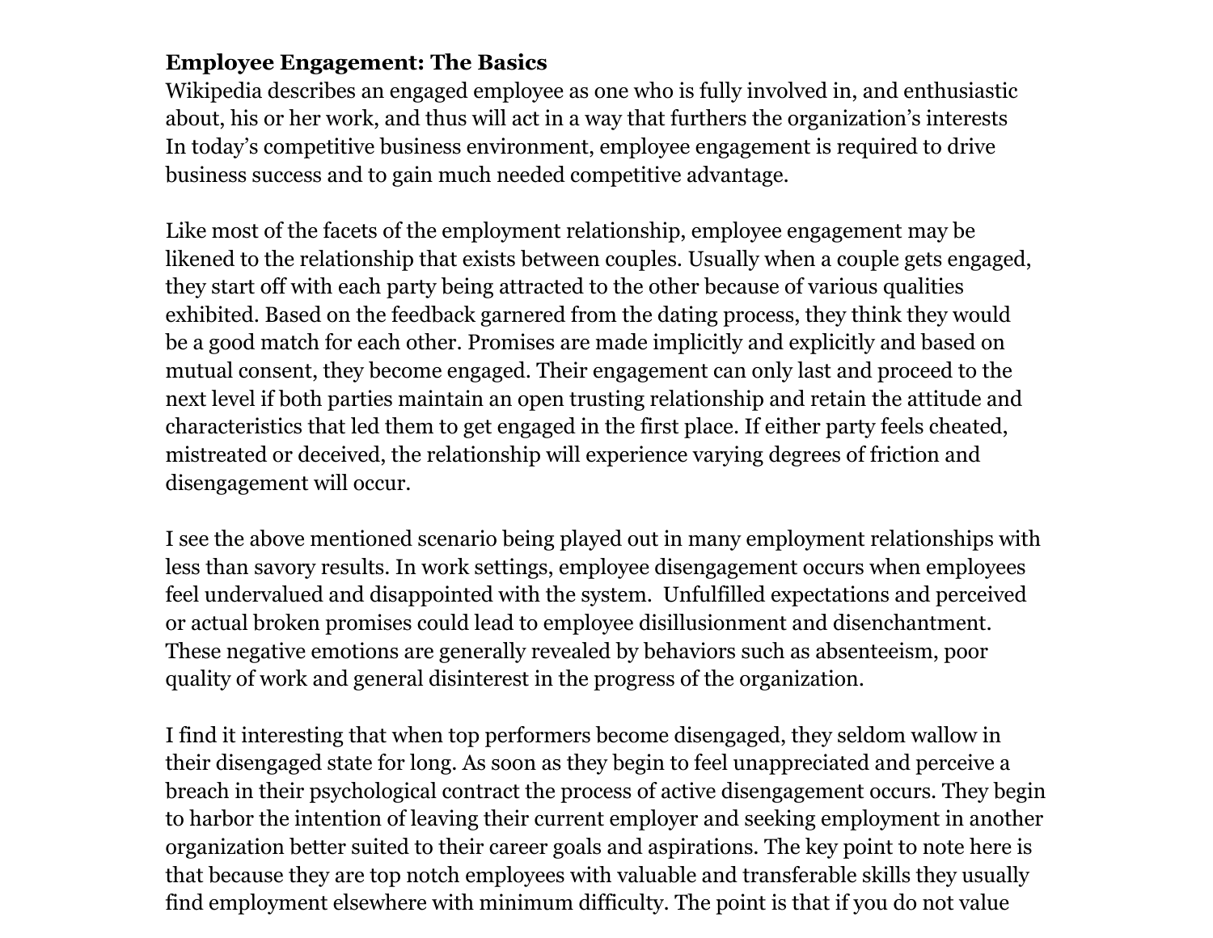**Employee Engagement: The Basics**

Wikipedia describes an engaged employee as one who is fully involved in, and enthusiastic about, his or her work, and thus will act in a way that furthers the organization's interests In today's competitive business environment, employee engagement is required to drive business success and to gain much needed competitive advantage.

Like most of the facets of the employment relationship, employee engagement may be likened to the relationship that exists between couples. Usually when a couple gets engaged, they start off with each party being attracted to the other because of various qualities exhibited. Based on the feedback garnered from the dating process, they think they would be a good match for each other. Promises are made implicitly and explicitly and based on mutual consent, they become engaged. Their engagement can only last and proceed to the next level if both parties maintain an open trusting relationship and retain the attitude and characteristics that led them to get engaged in the first place. If either party feels cheated, mistreated or deceived, the relationship will experience varying degrees of friction and disengagement will occur.

I see the above mentioned scenario being played out in many employment relationships with less than savory results. In work settings, employee disengagement occurs when employees feel undervalued and disappointed with the system. Unfulfilled expectations and perceived or actual broken promises could lead to employee disillusionment and disenchantment. These negative emotions are generally revealed by behaviors such as absenteeism, poor quality of work and general disinterest in the progress of the organization.

I find it interesting that when top performers become disengaged, they seldom wallow in their disengaged state for long. As soon as they begin to feel unappreciated and perceive a breach in their psychological contract the process of active disengagement occurs. They begin to harbor the intention of leaving their current employer and seeking employment in another organization better suited to their career goals and aspirations. The key point to note here is that because they are top notch employees with valuable and transferable skills they usually find employment elsewhere with minimum difficulty. The point is that if you do not value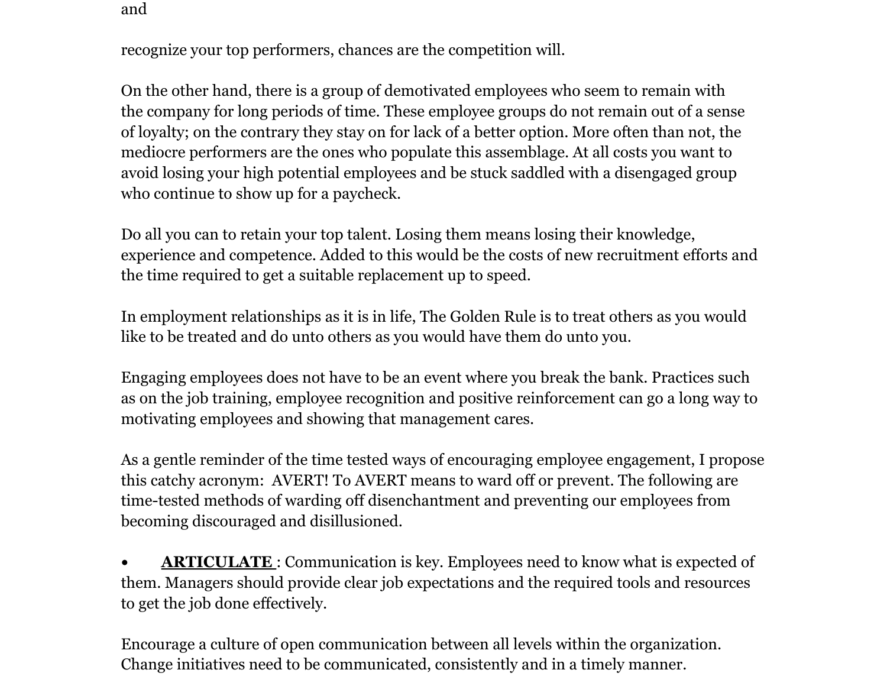and

recognize your top performers, chances are the competition will.

On the other hand, there is a group of demotivated employees who seem to remain with the company for long periods of time. These employee groups do not remain out of a sense of loyalty; on the contrary they stay on for lack of a better option. More often than not, the mediocre performers are the ones who populate this assemblage. At all costs you want to avoid losing your high potential employees and be stuck saddled with a disengaged group who continue to show up for a paycheck.

Do all you can to retain your top talent. Losing them means losing their knowledge, experience and competence. Added to this would be the costs of new recruitment efforts and the time required to get a suitable replacement up to speed.

In employment relationships as it is in life, The Golden Rule is to treat others as you would like to be treated and do unto others as you would have them do unto you.

Engaging employees does not have to be an event where you break the bank. Practices such as on the job training, employee recognition and positive reinforcement can go a long way to motivating employees and showing that management cares.

As a gentle reminder of the time tested ways of encouraging employee engagement, I propose this catchy acronym: AVERT! To AVERT means to ward off or prevent. The following are time-tested methods of warding off disenchantment and preventing our employees from becoming discouraged and disillusioned.

- **ARTICULATE** : Communication is key. Employees need to know what is expected of them. Managers should provide clear job expectations and the required tools and resources to get the job done effectively.

Encourage a culture of open communication between all levels within the organization. Change initiatives need to be communicated, consistently and in a timely manner.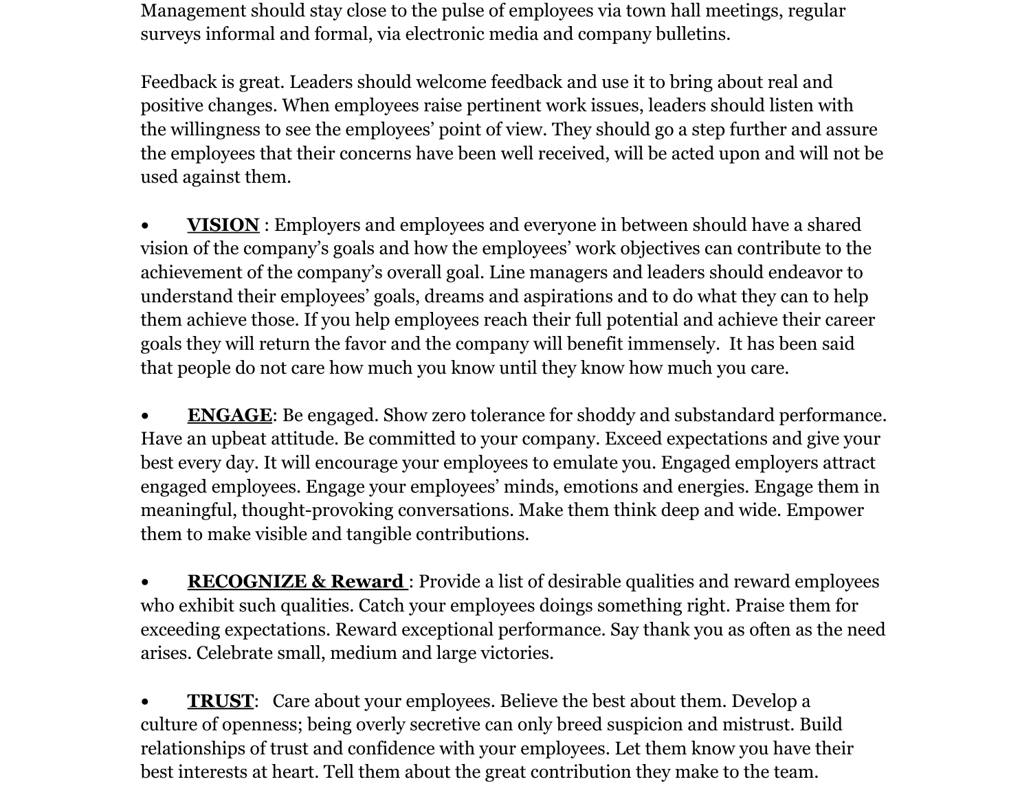Management should stay close to the pulse of employees via town hall meetings, regular surveys informal and formal, via electronic media and company bulletins.

Feedback is great. Leaders should welcome feedback and use it to bring about real and positive changes. When employees raise pertinent work issues, leaders should listen with the willingness to see the employees' point of view. They should go a step further and assure the employees that their concerns have been well received, will be acted upon and will not be used against them.

- **VISION** : Employers and employees and everyone in between should have a shared vision of the company's goals and how the employees' work objectives can contribute to the achievement of the company's overall goal. Line managers and leaders should endeavor to understand their employees' goals, dreams and aspirations and to do what they can to help them achieve those. If you help employees reach their full potential and achieve their career goals they will return the favor and the company will benefit immensely. It has been said that people do not care how much you know until they know how much you care.

- **ENGAGE**: Be engaged. Show zero tolerance for shoddy and substandard performance. Have an upbeat attitude. Be committed to your company. Exceed expectations and give your best every day. It will encourage your employees to emulate you. Engaged employers attract engaged employees. Engage your employees' minds, emotions and energies. Engage them in meaningful, thought-provoking conversations. Make them think deep and wide. Empower them to make visible and tangible contributions.

- **RECOGNIZE & Reward** : Provide a list of desirable qualities and reward employees who exhibit such qualities. Catch your employees doings something right. Praise them for exceeding expectations. Reward exceptional performance. Say thank you as often as the need arises. Celebrate small, medium and large victories.

- **TRUST**: Care about your employees. Believe the best about them. Develop a culture of openness; being overly secretive can only breed suspicion and mistrust. Build relationships of trust and confidence with your employees. Let them know you have their best interests at heart. Tell them about the great contribution they make to the team.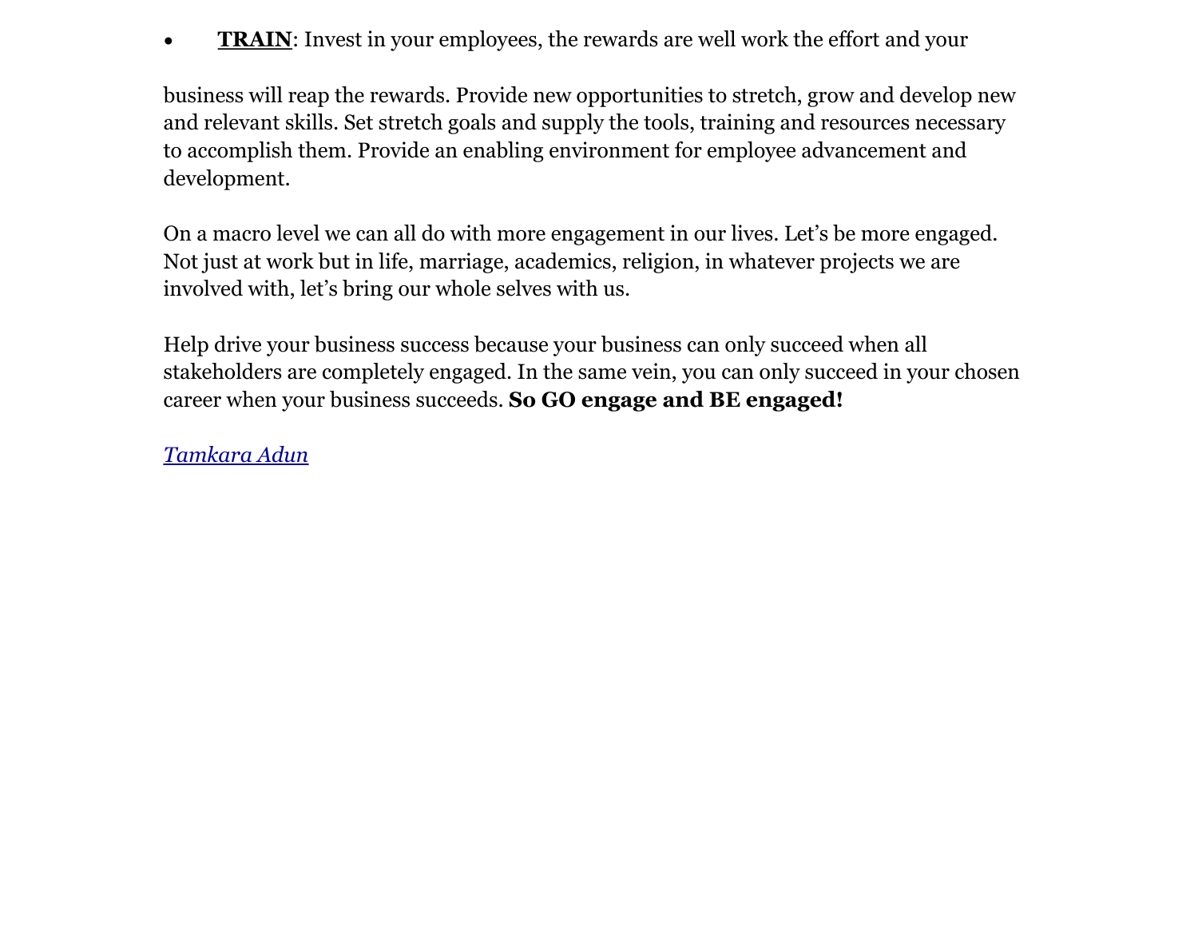- **<u>TRAIN</u>**: Invest in your employees, the rewards are well work the effort and your

business will reap the rewards. Provide new opportunities to stretch, grow and develop new and relevant skills. Set stretch goals and supply the tools, training and resources necessary to accomplish them. Provide an enabling environment for employee advancement and development.

On a macro level we can all do with more engagement in our lives. Let's be more engaged. Not just at work but in life, marriage, academics, religion, in whatever projects we are involved with, let's bring our whole selves with us.

Help drive your business success because your business can only succeed when all stakeholders are completely engaged. In the same vein, you can only succeed in your chosen career when your business succeeds. **So GO engage and BE engaged!**

*Tamkara Adun*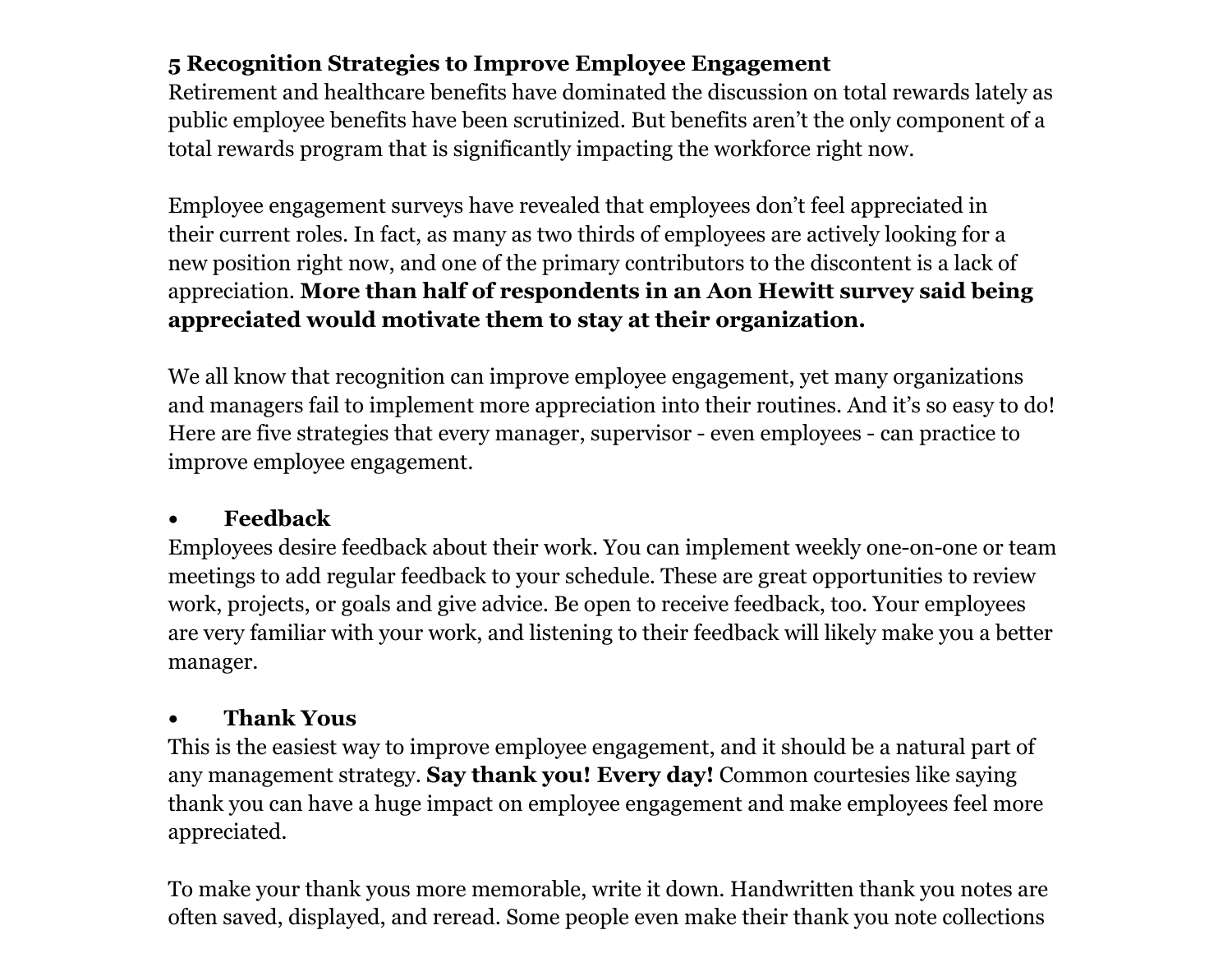**5 Recognition Strategies to Improve Employee Engagement**

Retirement and healthcare benefits have dominated the discussion on total rewards lately as public employee benefits have been scrutinized. But benefits aren't the only component of a total rewards program that is significantly impacting the workforce right now.

Employee engagement surveys have revealed that employees don't feel appreciated in their current roles. In fact, as many as two thirds of employees are actively looking for a new position right now, and one of the primary contributors to the discontent is a lack of appreciation. **More than half of respondents in an Aon Hewitt survey said being appreciated would motivate them to stay at their organization.**

We all know that recognition can improve employee engagement, yet many organizations and managers fail to implement more appreciation into their routines. And it's so easy to do! Here are five strategies that every manager, supervisor - even employees - can practice to improve employee engagement.

- **Feedback**

Employees desire feedback about their work. You can implement weekly one-on-one or team meetings to add regular feedback to your schedule. These are great opportunities to review work, projects, or goals and give advice. Be open to receive feedback, too. Your employees are very familiar with your work, and listening to their feedback will likely make you a better manager.

- **Thank Yous**

This is the easiest way to improve employee engagement, and it should be a natural part of any management strategy. **Say thank you! Every day!** Common courtesies like saying thank you can have a huge impact on employee engagement and make employees feel more appreciated.

To make your thank yous more memorable, write it down. Handwritten thank you notes are often saved, displayed, and reread. Some people even make their thank you note collections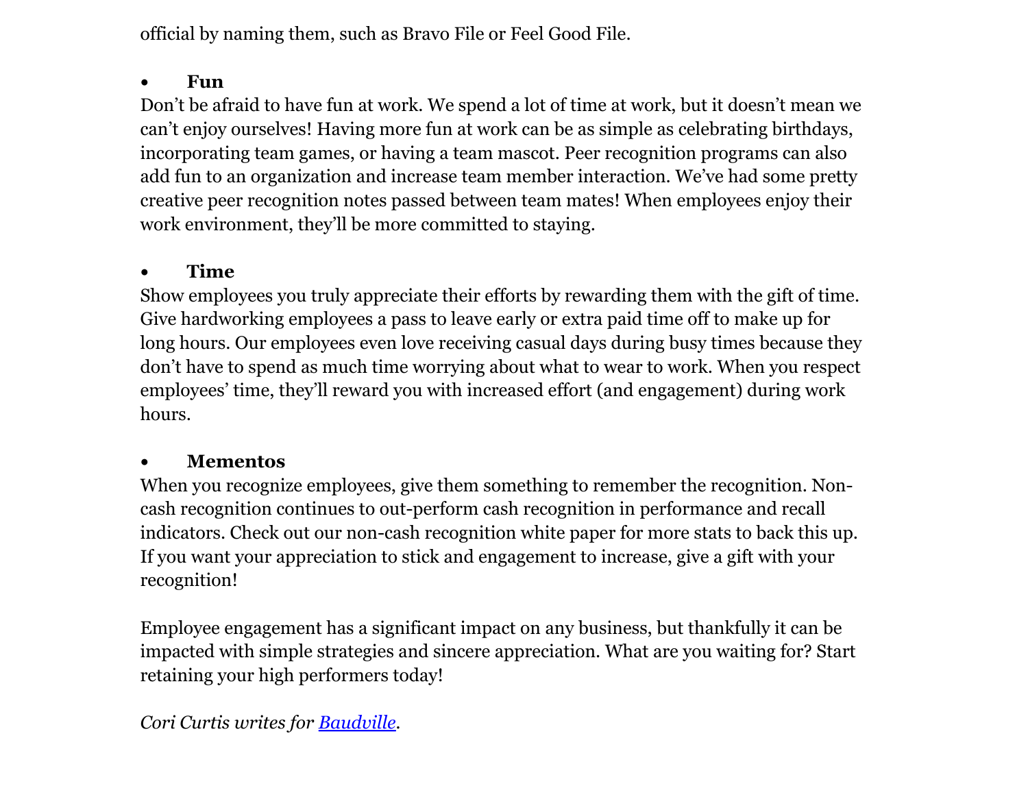official by naming them, such as Bravo File or Feel Good File.

- **Fun**

Don't be afraid to have fun at work. We spend a lot of time at work, but it doesn't mean we can't enjoy ourselves! Having more fun at work can be as simple as celebrating birthdays, incorporating team games, or having a team mascot. Peer recognition programs can also add fun to an organization and increase team member interaction. We've had some pretty creative peer recognition notes passed between team mates! When employees enjoy their work environment, they'll be more committed to staying.

- **Time**

Show employees you truly appreciate their efforts by rewarding them with the gift of time. Give hardworking employees a pass to leave early or extra paid time off to make up for long hours. Our employees even love receiving casual days during busy times because they don't have to spend as much time worrying about what to wear to work. When you respect employees' time, they'll reward you with increased effort (and engagement) during work hours.

- **Mementos**

When you recognize employees, give them something to remember the recognition. Non-cash recognition continues to out-perform cash recognition in performance and recall indicators. Check out our non-cash recognition white paper for more stats to back this up. If you want your appreciation to stick and engagement to increase, give a gift with your recognition!

Employee engagement has a significant impact on any business, but thankfully it can be impacted with simple strategies and sincere appreciation. What are you waiting for? Start retaining your high performers today!

*Cori Curtis writes for [Baudville](Baudville).*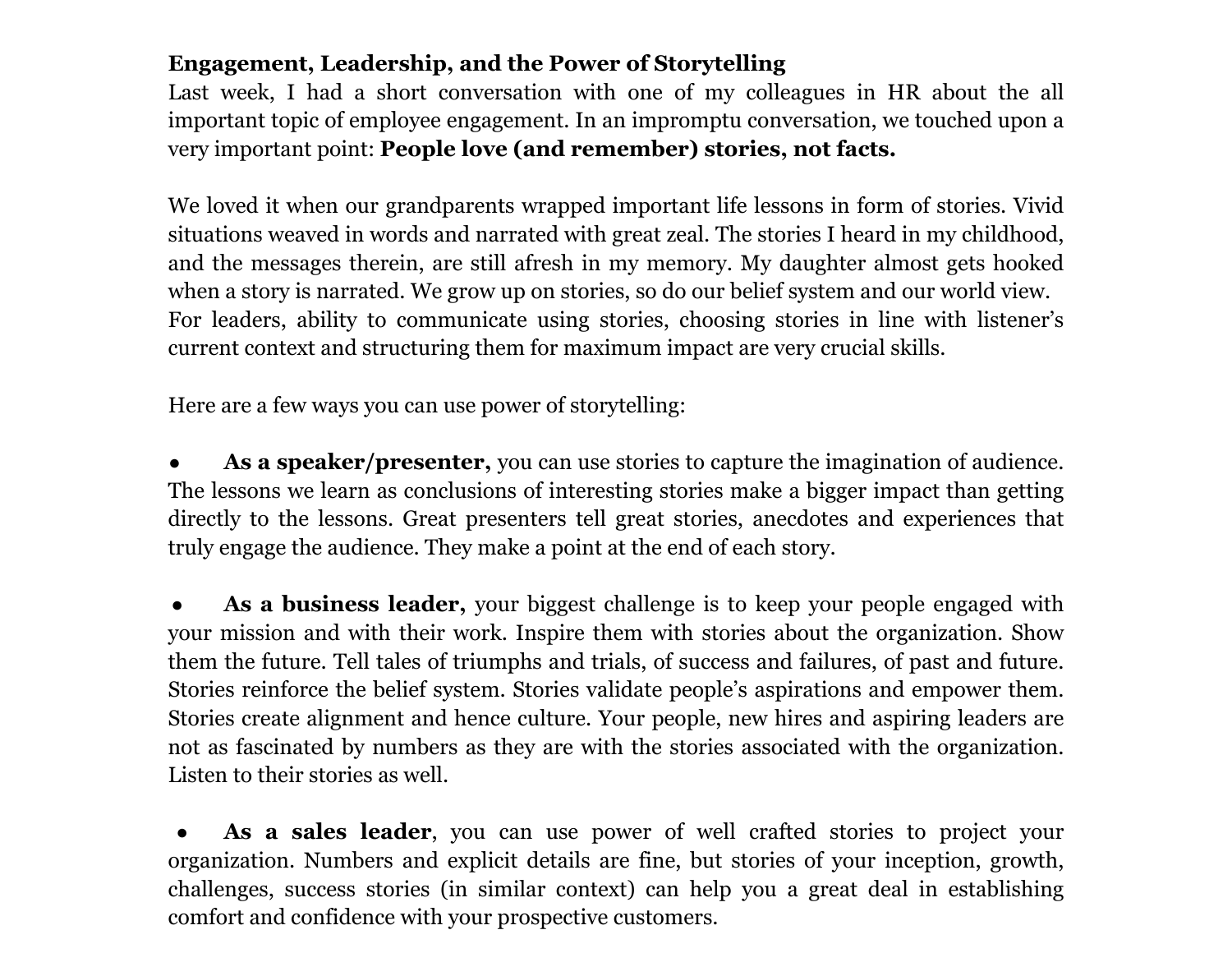**Engagement, Leadership, and the Power of Storytelling**

Last week, I had a short conversation with one of my colleagues in HR about the all important topic of employee engagement. In an impromptu conversation, we touched upon a very important point: **People love (and remember) stories, not facts.**

We loved it when our grandparents wrapped important life lessons in form of stories. Vivid situations weaved in words and narrated with great zeal. The stories I heard in my childhood, and the messages therein, are still afresh in my memory. My daughter almost gets hooked when a story is narrated. We grow up on stories, so do our belief system and our world view. For leaders, ability to communicate using stories, choosing stories in line with listener's current context and structuring them for maximum impact are very crucial skills.

Here are a few ways you can use power of storytelling:

- **As a speaker/presenter,** you can use stories to capture the imagination of audience. The lessons we learn as conclusions of interesting stories make a bigger impact than getting directly to the lessons. Great presenters tell great stories, anecdotes and experiences that truly engage the audience. They make a point at the end of each story.

- **As a business leader,** your biggest challenge is to keep your people engaged with your mission and with their work. Inspire them with stories about the organization. Show them the future. Tell tales of triumphs and trials, of success and failures, of past and future. Stories reinforce the belief system. Stories validate people's aspirations and empower them. Stories create alignment and hence culture. Your people, new hires and aspiring leaders are not as fascinated by numbers as they are with the stories associated with the organization. Listen to their stories as well.

- **As a sales leader**, you can use power of well crafted stories to project your organization. Numbers and explicit details are fine, but stories of your inception, growth, challenges, success stories (in similar context) can help you a great deal in establishing comfort and confidence with your prospective customers.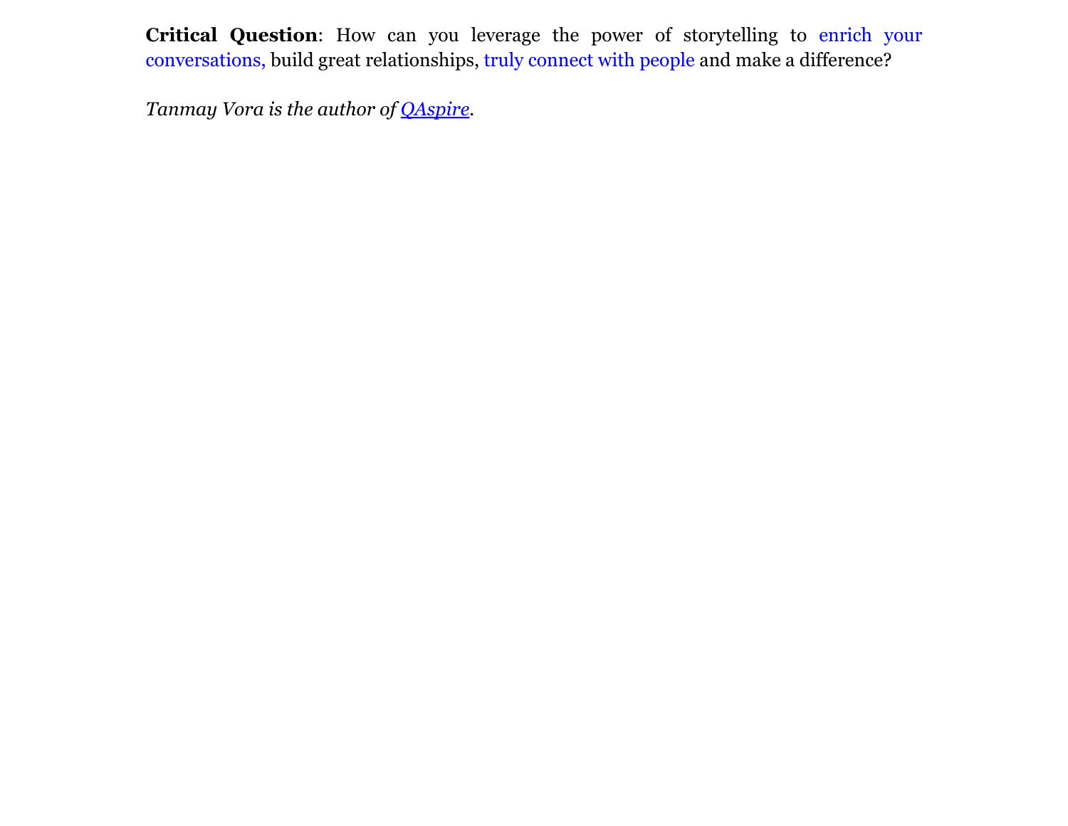**Critical Question**: How can you leverage the power of storytelling to enrich your conversations, build great relationships, truly connect with people and make a difference?

*Tanmay Vora is the author of QAspire.*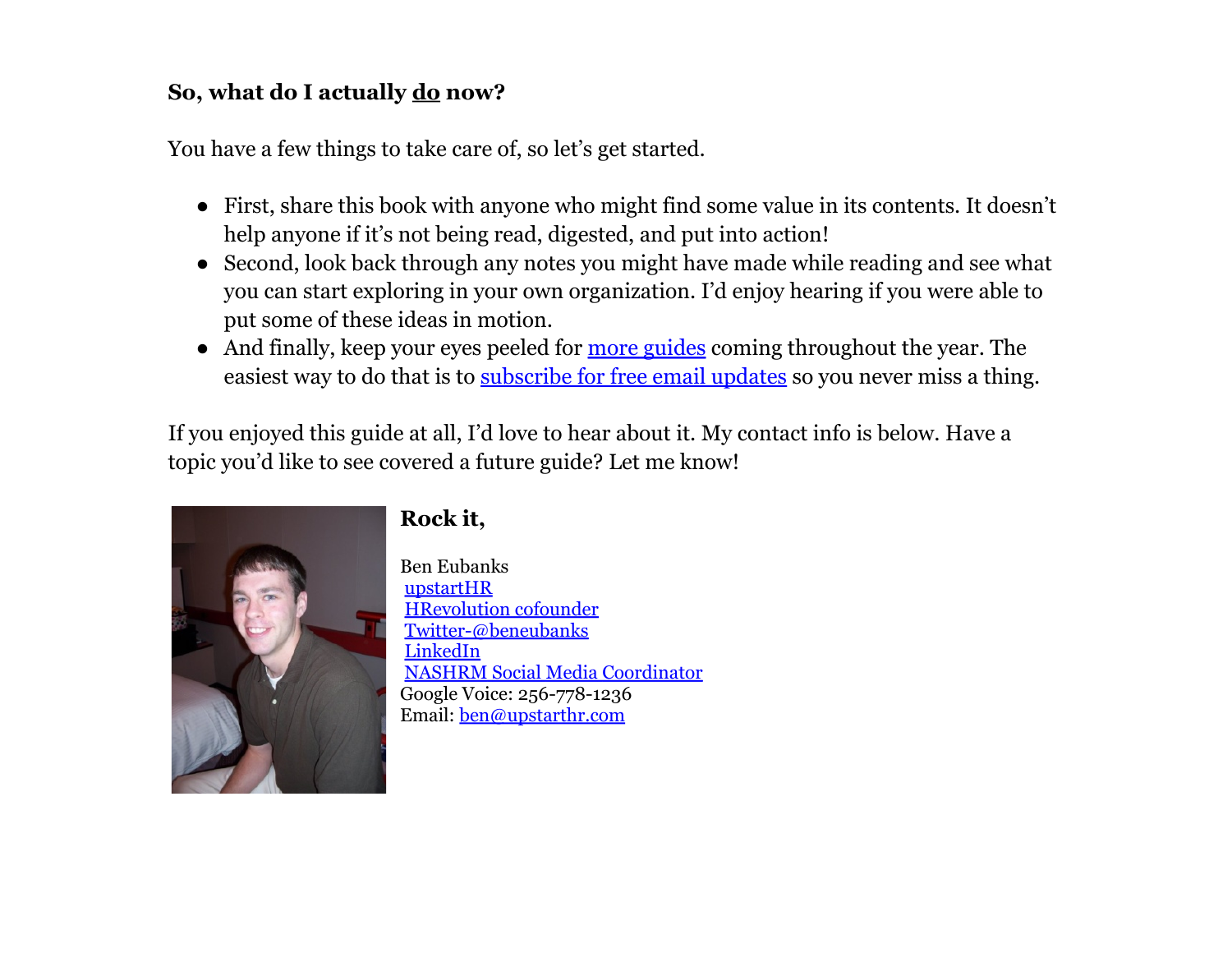**So, what do I actually do now?**

You have a few things to take care of, so let's get started.

- First, share this book with anyone who might find some value in its contents. It doesn't help anyone if it's not being read, digested, and put into action!
- Second, look back through any notes you might have made while reading and see what you can start exploring in your own organization. I'd enjoy hearing if you were able to put some of these ideas in motion.
- And finally, keep your eyes peeled for more guides coming throughout the year. The easiest way to do that is to subscribe for free email updates so you never miss a thing.

If you enjoyed this guide at all, I'd love to hear about it. My contact info is below. Have a topic you'd like to see covered a future guide? Let me know!

**Rock it,**

Ben Eubanks
upstartHR
HRevolution cofounder
Twitter-@beneubanks
LinkedIn
NASHRM Social Media Coordinator
Google Voice: 256-778-1236
Email: ben@upstarthr.com